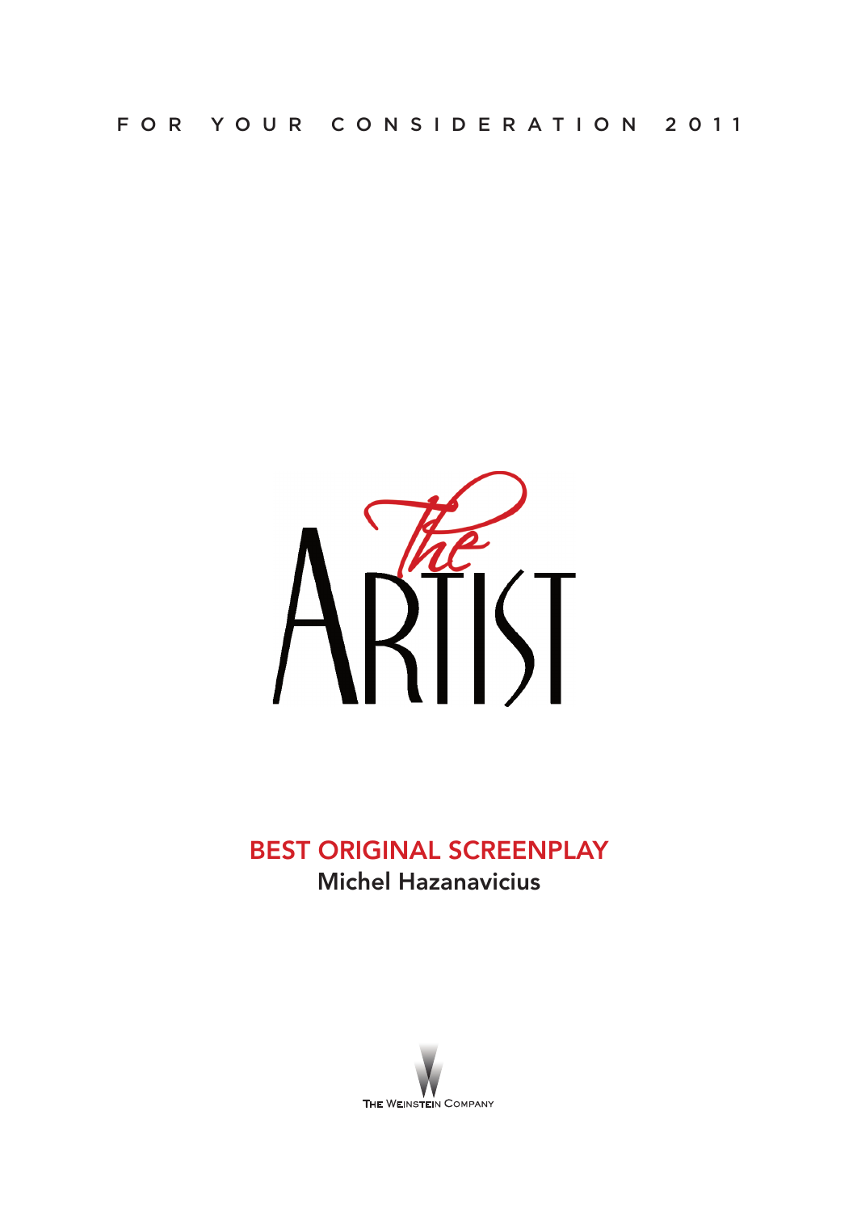FOR YOUR CONSIDERATION 2011

# The ARTIST

## BEST ORIGINAL SCREENPLAY

**Michel Hazanavicius**

THE WEINSTEIN COMPANY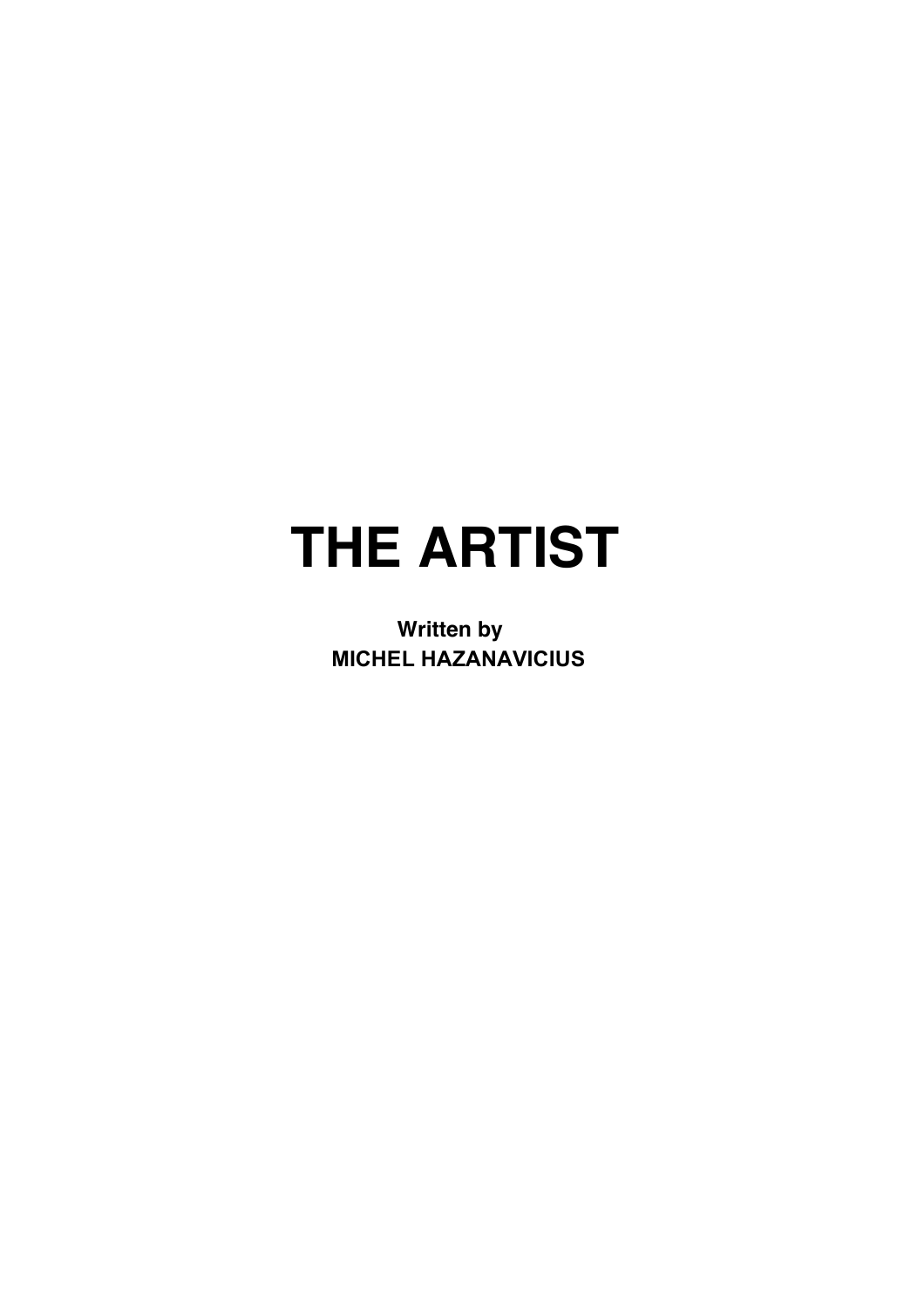# THE ARTIST

**Written by**
**MICHEL HAZANAVICIUS**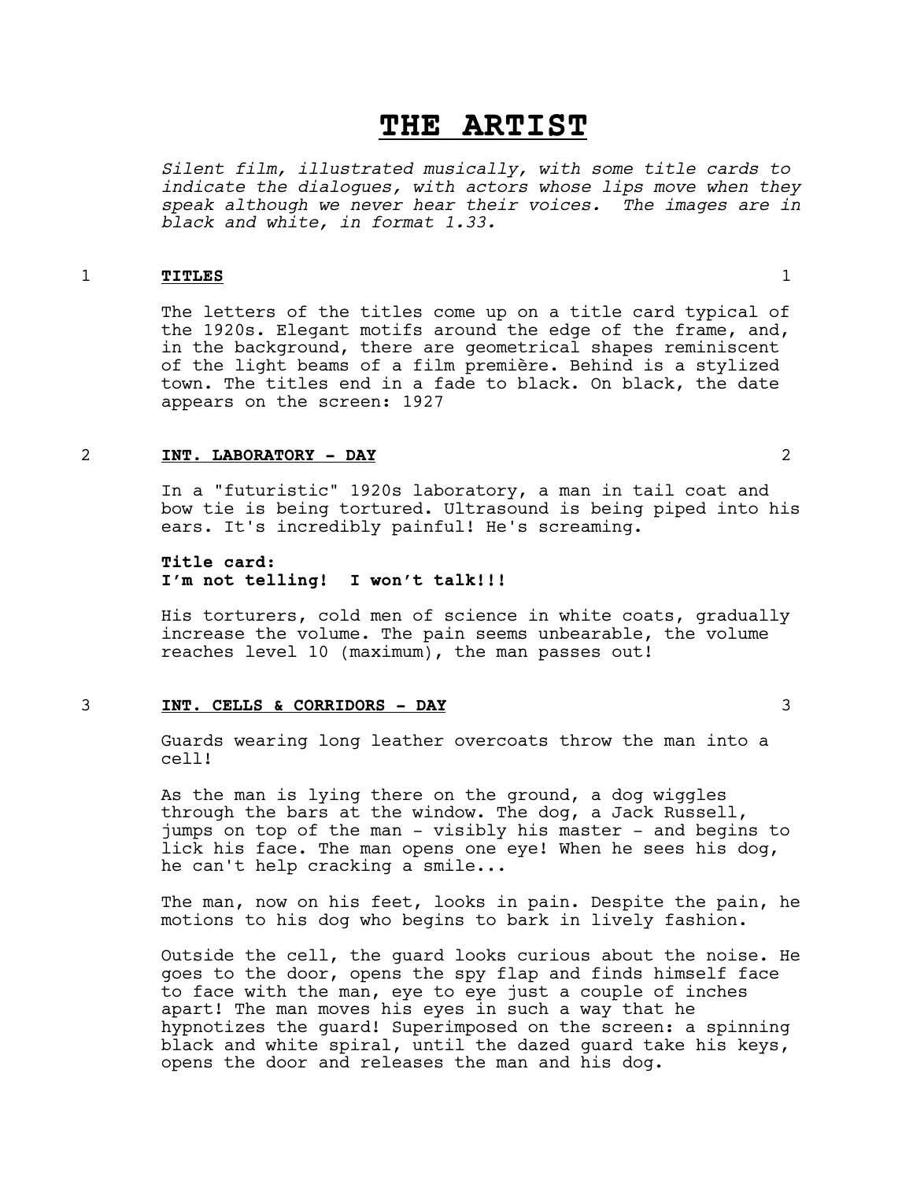# THE ARTIST

*Silent film, illustrated musically, with some title cards to indicate the dialogues, with actors whose lips move when they speak although we never hear their voices. The images are in black and white, in format 1.33.*

1 **TITLES** 1

The letters of the titles come up on a title card typical of the 1920s. Elegant motifs around the edge of the frame, and, in the background, there are geometrical shapes reminiscent of the light beams of a film première. Behind is a stylized town. The titles end in a fade to black. On black, the date appears on the screen: 1927

2 **INT. LABORATORY - DAY** 2

In a "futuristic" 1920s laboratory, a man in tail coat and bow tie is being tortured. Ultrasound is being piped into his ears. It's incredibly painful! He's screaming.

**Title card:**
**I'm not telling! I won't talk!!!**

His torturers, cold men of science in white coats, gradually increase the volume. The pain seems unbearable, the volume reaches level 10 (maximum), the man passes out!

3 **INT. CELLS & CORRIDORS - DAY** 3

Guards wearing long leather overcoats throw the man into a cell!

As the man is lying there on the ground, a dog wiggles through the bars at the window. The dog, a Jack Russell, jumps on top of the man - visibly his master - and begins to lick his face. The man opens one eye! When he sees his dog, he can't help cracking a smile...

The man, now on his feet, looks in pain. Despite the pain, he motions to his dog who begins to bark in lively fashion.

Outside the cell, the guard looks curious about the noise. He goes to the door, opens the spy flap and finds himself face to face with the man, eye to eye just a couple of inches apart! The man moves his eyes in such a way that he hypnotizes the guard! Superimposed on the screen: a spinning black and white spiral, until the dazed guard take his keys, opens the door and releases the man and his dog.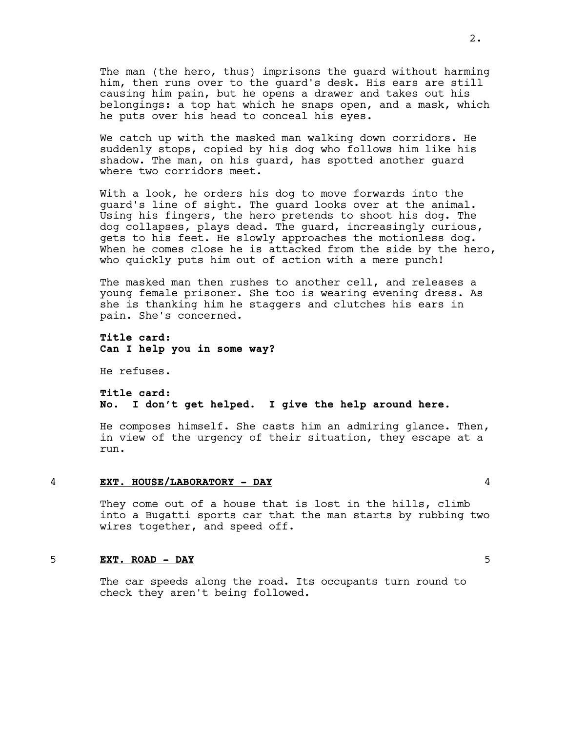The man (the hero, thus) imprisons the guard without harming him, then runs over to the guard's desk. His ears are still causing him pain, but he opens a drawer and takes out his belongings: a top hat which he snaps open, and a mask, which he puts over his head to conceal his eyes.

We catch up with the masked man walking down corridors. He suddenly stops, copied by his dog who follows him like his shadow. The man, on his guard, has spotted another guard where two corridors meet.

With a look, he orders his dog to move forwards into the guard's line of sight. The guard looks over at the animal. Using his fingers, the hero pretends to shoot his dog. The dog collapses, plays dead. The guard, increasingly curious, gets to his feet. He slowly approaches the motionless dog. When he comes close he is attacked from the side by the hero, who quickly puts him out of action with a mere punch!

The masked man then rushes to another cell, and releases a young female prisoner. She too is wearing evening dress. As she is thanking him he staggers and clutches his ears in pain. She's concerned.

**Title card:**
**Can I help you in some way?**

He refuses.

**Title card:**
**No. I don't get helped. I give the help around here.**

He composes himself. She casts him an admiring glance. Then, in view of the urgency of their situation, they escape at a run.

4 **EXT. HOUSE/LABORATORY - DAY** 4

They come out of a house that is lost in the hills, climb into a Bugatti sports car that the man starts by rubbing two wires together, and speed off.

5 **EXT. ROAD - DAY** 5

The car speeds along the road. Its occupants turn round to check they aren't being followed.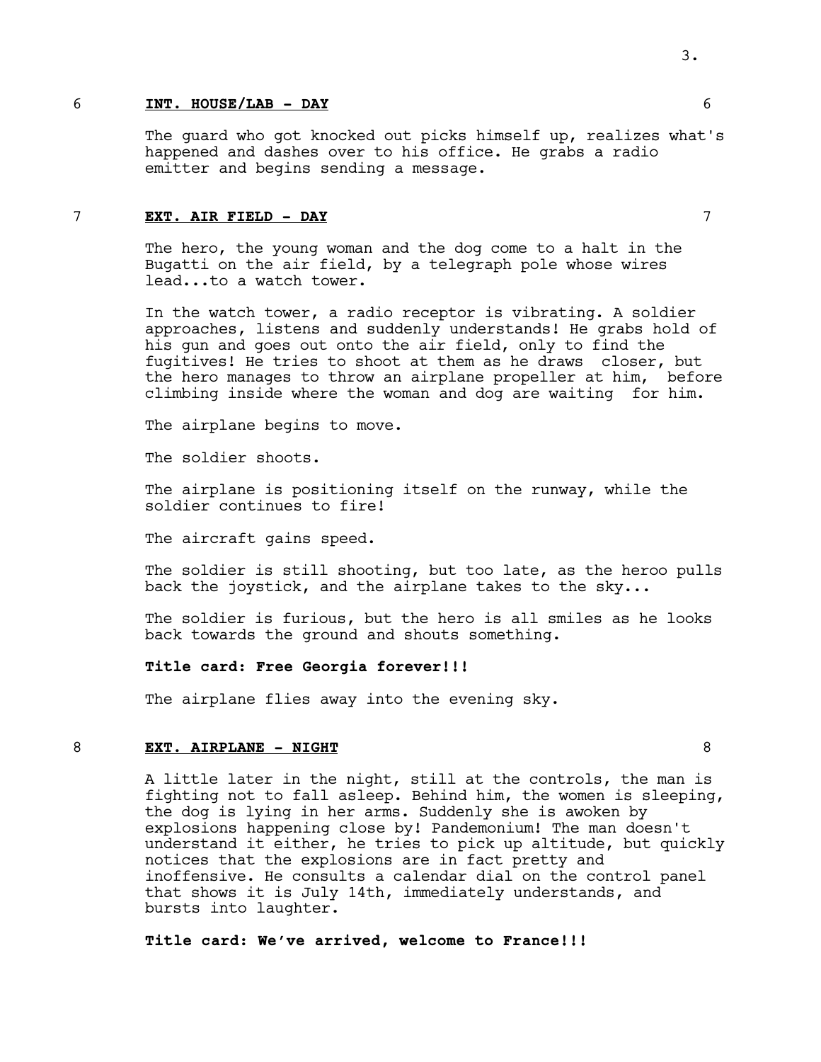6 **INT. HOUSE/LAB - DAY** 6

The guard who got knocked out picks himself up, realizes what's happened and dashes over to his office. He grabs a radio emitter and begins sending a message.

7 **EXT. AIR FIELD - DAY** 7

The hero, the young woman and the dog come to a halt in the Bugatti on the air field, by a telegraph pole whose wires lead...to a watch tower.

In the watch tower, a radio receptor is vibrating. A soldier approaches, listens and suddenly understands! He grabs hold of his gun and goes out onto the air field, only to find the fugitives! He tries to shoot at them as he draws closer, but the hero manages to throw an airplane propeller at him, before climbing inside where the woman and dog are waiting for him.

The airplane begins to move.

The soldier shoots.

The airplane is positioning itself on the runway, while the soldier continues to fire!

The aircraft gains speed.

The soldier is still shooting, but too late, as the heroo pulls back the joystick, and the airplane takes to the sky...

The soldier is furious, but the hero is all smiles as he looks back towards the ground and shouts something.

**Title card: Free Georgia forever!!!**

The airplane flies away into the evening sky.

8 **EXT. AIRPLANE - NIGHT** 8

A little later in the night, still at the controls, the man is fighting not to fall asleep. Behind him, the women is sleeping, the dog is lying in her arms. Suddenly she is awoken by explosions happening close by! Pandemonium! The man doesn't understand it either, he tries to pick up altitude, but quickly notices that the explosions are in fact pretty and inoffensive. He consults a calendar dial on the control panel that shows it is July 14th, immediately understands, and bursts into laughter.

**Title card: We've arrived, welcome to France!!!**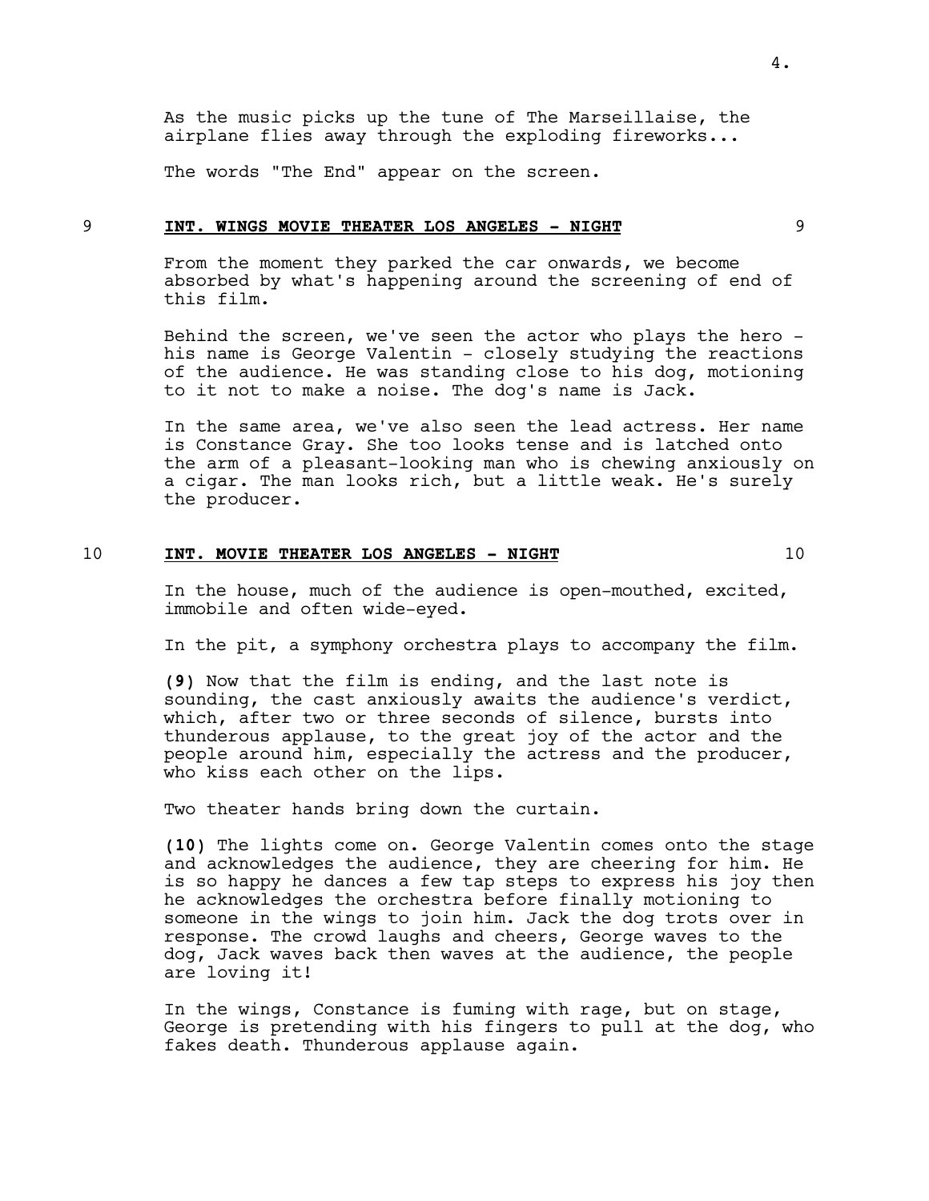As the music picks up the tune of The Marseillaise, the airplane flies away through the exploding fireworks...

The words "The End" appear on the screen.

9 **INT. WINGS MOVIE THEATER LOS ANGELES - NIGHT** 9

From the moment they parked the car onwards, we become absorbed by what's happening around the screening of end of this film.

Behind the screen, we've seen the actor who plays the hero - his name is George Valentin - closely studying the reactions of the audience. He was standing close to his dog, motioning to it not to make a noise. The dog's name is Jack.

In the same area, we've also seen the lead actress. Her name is Constance Gray. She too looks tense and is latched onto the arm of a pleasant-looking man who is chewing anxiously on a cigar. The man looks rich, but a little weak. He's surely the producer.

10 **INT. MOVIE THEATER LOS ANGELES - NIGHT** 10

In the house, much of the audience is open-mouthed, excited, immobile and often wide-eyed.

In the pit, a symphony orchestra plays to accompany the film.

**(9)** Now that the film is ending, and the last note is sounding, the cast anxiously awaits the audience's verdict, which, after two or three seconds of silence, bursts into thunderous applause, to the great joy of the actor and the people around him, especially the actress and the producer, who kiss each other on the lips.

Two theater hands bring down the curtain.

**(10)** The lights come on. George Valentin comes onto the stage and acknowledges the audience, they are cheering for him. He is so happy he dances a few tap steps to express his joy then he acknowledges the orchestra before finally motioning to someone in the wings to join him. Jack the dog trots over in response. The crowd laughs and cheers, George waves to the dog, Jack waves back then waves at the audience, the people are loving it!

In the wings, Constance is fuming with rage, but on stage, George is pretending with his fingers to pull at the dog, who fakes death. Thunderous applause again.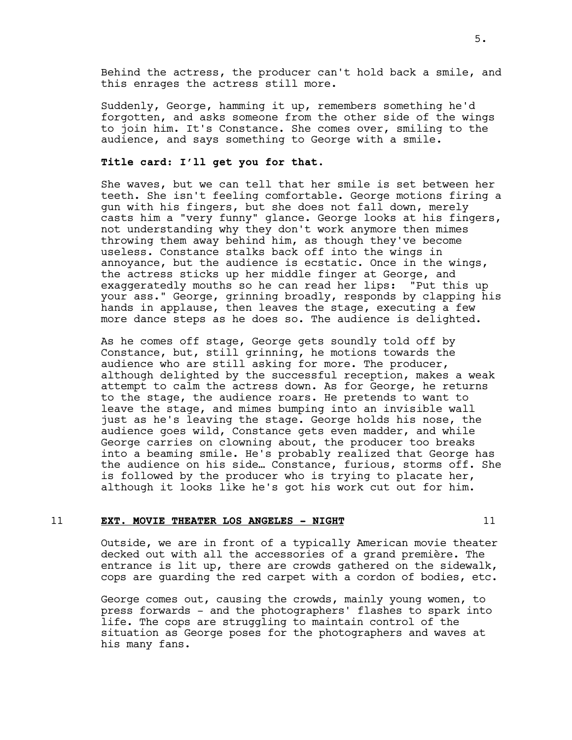Behind the actress, the producer can't hold back a smile, and this enrages the actress still more.

Suddenly, George, hamming it up, remembers something he'd forgotten, and asks someone from the other side of the wings to join him. It's Constance. She comes over, smiling to the audience, and says something to George with a smile.

**Title card: I'll get you for that.**

She waves, but we can tell that her smile is set between her teeth. She isn't feeling comfortable. George motions firing a gun with his fingers, but she does not fall down, merely casts him a "very funny" glance. George looks at his fingers, not understanding why they don't work anymore then mimes throwing them away behind him, as though they've become useless. Constance stalks back off into the wings in annoyance, but the audience is ecstatic. Once in the wings, the actress sticks up her middle finger at George, and exaggeratedly mouths so he can read her lips: "Put this up your ass." George, grinning broadly, responds by clapping his hands in applause, then leaves the stage, executing a few more dance steps as he does so. The audience is delighted.

As he comes off stage, George gets soundly told off by Constance, but, still grinning, he motions towards the audience who are still asking for more. The producer, although delighted by the successful reception, makes a weak attempt to calm the actress down. As for George, he returns to the stage, the audience roars. He pretends to want to leave the stage, and mimes bumping into an invisible wall just as he's leaving the stage. George holds his nose, the audience goes wild, Constance gets even madder, and while George carries on clowning about, the producer too breaks into a beaming smile. He's probably realized that George has the audience on his side… Constance, furious, storms off. She is followed by the producer who is trying to placate her, although it looks like he's got his work cut out for him.

11 **EXT. MOVIE THEATER LOS ANGELES - NIGHT** 11

Outside, we are in front of a typically American movie theater decked out with all the accessories of a grand première. The entrance is lit up, there are crowds gathered on the sidewalk, cops are guarding the red carpet with a cordon of bodies, etc.

George comes out, causing the crowds, mainly young women, to press forwards - and the photographers' flashes to spark into life. The cops are struggling to maintain control of the situation as George poses for the photographers and waves at his many fans.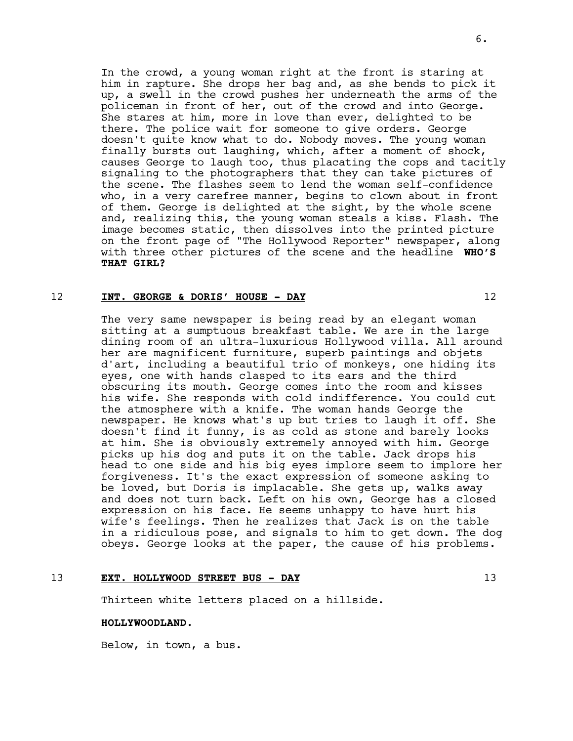In the crowd, a young woman right at the front is staring at him in rapture. She drops her bag and, as she bends to pick it up, a swell in the crowd pushes her underneath the arms of the policeman in front of her, out of the crowd and into George. She stares at him, more in love than ever, delighted to be there. The police wait for someone to give orders. George doesn't quite know what to do. Nobody moves. The young woman finally bursts out laughing, which, after a moment of shock, causes George to laugh too, thus placating the cops and tacitly signaling to the photographers that they can take pictures of the scene. The flashes seem to lend the woman self-confidence who, in a very carefree manner, begins to clown about in front of them. George is delighted at the sight, by the whole scene and, realizing this, the young woman steals a kiss. Flash. The image becomes static, then dissolves into the printed picture on the front page of "The Hollywood Reporter" newspaper, along with three other pictures of the scene and the headline **WHO'S THAT GIRL?**

12 **INT. GEORGE & DORIS' HOUSE - DAY** 12

The very same newspaper is being read by an elegant woman sitting at a sumptuous breakfast table. We are in the large dining room of an ultra-luxurious Hollywood villa. All around her are magnificent furniture, superb paintings and objets d'art, including a beautiful trio of monkeys, one hiding its eyes, one with hands clasped to its ears and the third obscuring its mouth. George comes into the room and kisses his wife. She responds with cold indifference. You could cut the atmosphere with a knife. The woman hands George the newspaper. He knows what's up but tries to laugh it off. She doesn't find it funny, is as cold as stone and barely looks at him. She is obviously extremely annoyed with him. George picks up his dog and puts it on the table. Jack drops his head to one side and his big eyes implore seem to implore her forgiveness. It's the exact expression of someone asking to be loved, but Doris is implacable. She gets up, walks away and does not turn back. Left on his own, George has a closed expression on his face. He seems unhappy to have hurt his wife's feelings. Then he realizes that Jack is on the table in a ridiculous pose, and signals to him to get down. The dog obeys. George looks at the paper, the cause of his problems.

13 **EXT. HOLLYWOOD STREET BUS - DAY** 13

Thirteen white letters placed on a hillside.

**HOLLYWOODLAND.**

Below, in town, a bus.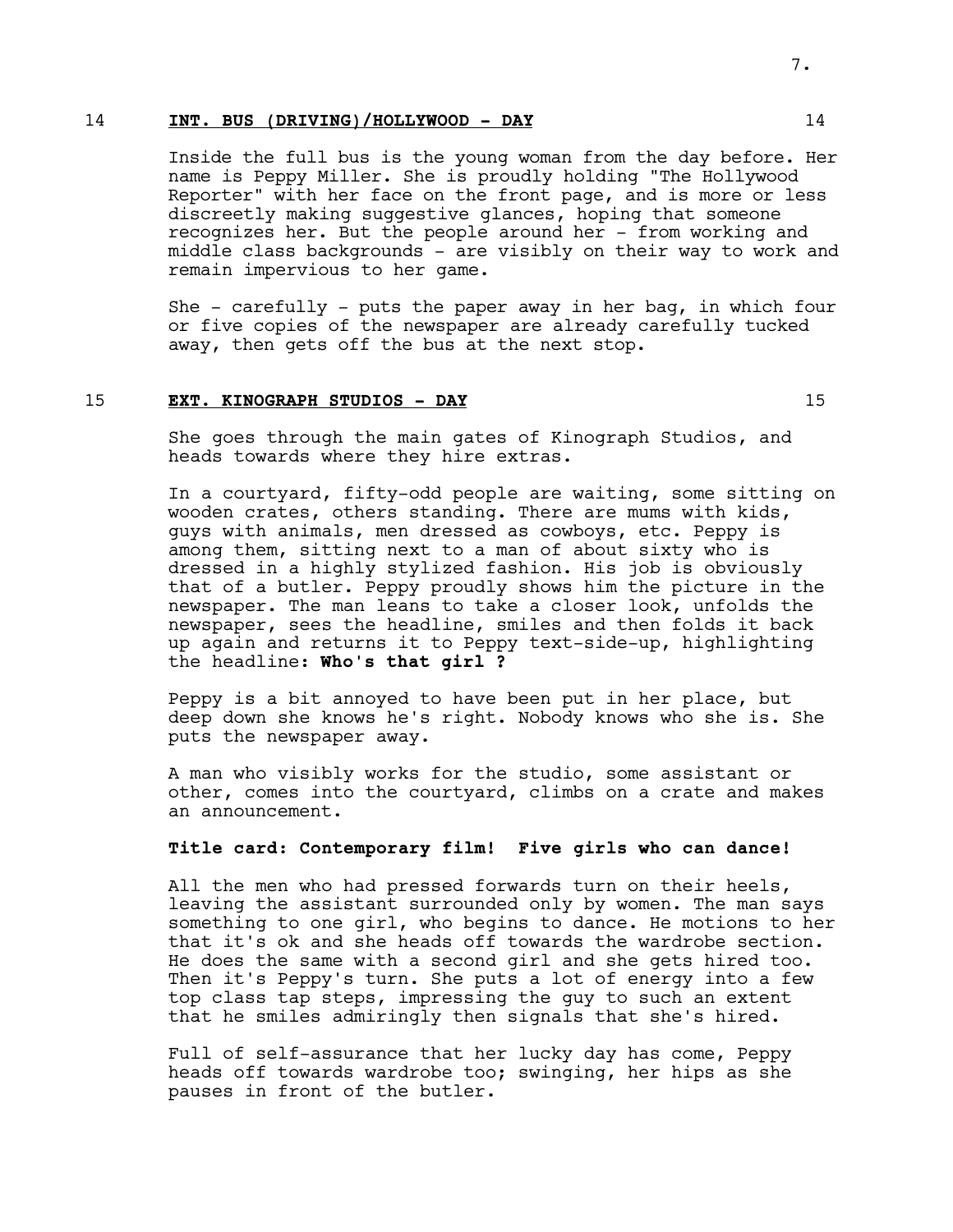14 **INT. BUS (DRIVING)/HOLLYWOOD - DAY** 14

Inside the full bus is the young woman from the day before. Her name is Peppy Miller. She is proudly holding "The Hollywood Reporter" with her face on the front page, and is more or less discreetly making suggestive glances, hoping that someone recognizes her. But the people around her - from working and middle class backgrounds - are visibly on their way to work and remain impervious to her game.

She - carefully - puts the paper away in her bag, in which four or five copies of the newspaper are already carefully tucked away, then gets off the bus at the next stop.

15 **EXT. KINOGRAPH STUDIOS - DAY** 15

She goes through the main gates of Kinograph Studios, and heads towards where they hire extras.

In a courtyard, fifty-odd people are waiting, some sitting on wooden crates, others standing. There are mums with kids, guys with animals, men dressed as cowboys, etc. Peppy is among them, sitting next to a man of about sixty who is dressed in a highly stylized fashion. His job is obviously that of a butler. Peppy proudly shows him the picture in the newspaper. The man leans to take a closer look, unfolds the newspaper, sees the headline, smiles and then folds it back up again and returns it to Peppy text-side-up, highlighting the headline**: Who's that girl ?**

Peppy is a bit annoyed to have been put in her place, but deep down she knows he's right. Nobody knows who she is. She puts the newspaper away.

A man who visibly works for the studio, some assistant or other, comes into the courtyard, climbs on a crate and makes an announcement.

**Title card: Contemporary film! Five girls who can dance!**

All the men who had pressed forwards turn on their heels, leaving the assistant surrounded only by women. The man says something to one girl, who begins to dance. He motions to her that it's ok and she heads off towards the wardrobe section. He does the same with a second girl and she gets hired too. Then it's Peppy's turn. She puts a lot of energy into a few top class tap steps, impressing the guy to such an extent that he smiles admiringly then signals that she's hired.

Full of self-assurance that her lucky day has come, Peppy heads off towards wardrobe too; swinging, her hips as she pauses in front of the butler.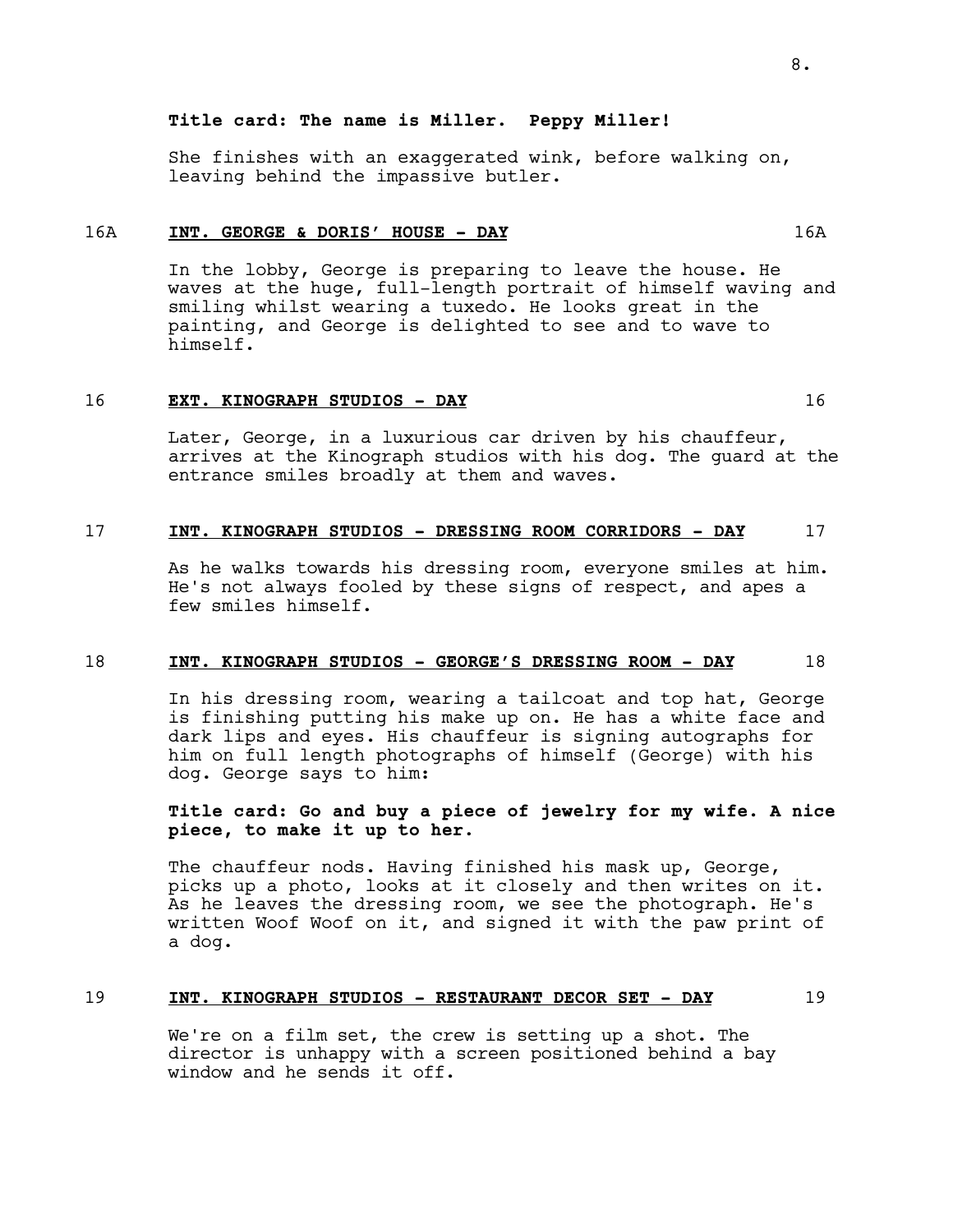**Title card: The name is Miller. Peppy Miller!**

She finishes with an exaggerated wink, before walking on, leaving behind the impassive butler.

16A **INT. GEORGE & DORIS' HOUSE - DAY** 16A

In the lobby, George is preparing to leave the house. He waves at the huge, full-length portrait of himself waving and smiling whilst wearing a tuxedo. He looks great in the painting, and George is delighted to see and to wave to himself.

16 **EXT. KINOGRAPH STUDIOS - DAY** 16

Later, George, in a luxurious car driven by his chauffeur, arrives at the Kinograph studios with his dog. The guard at the entrance smiles broadly at them and waves.

17 **INT. KINOGRAPH STUDIOS - DRESSING ROOM CORRIDORS - DAY** 17

As he walks towards his dressing room, everyone smiles at him. He's not always fooled by these signs of respect, and apes a few smiles himself.

18 **INT. KINOGRAPH STUDIOS - GEORGE'S DRESSING ROOM - DAY** 18

In his dressing room, wearing a tailcoat and top hat, George is finishing putting his make up on. He has a white face and dark lips and eyes. His chauffeur is signing autographs for him on full length photographs of himself (George) with his dog. George says to him:

**Title card: Go and buy a piece of jewelry for my wife. A nice piece, to make it up to her.**

The chauffeur nods. Having finished his mask up, George, picks up a photo, looks at it closely and then writes on it. As he leaves the dressing room, we see the photograph. He's written Woof Woof on it, and signed it with the paw print of a dog.

19 **INT. KINOGRAPH STUDIOS - RESTAURANT DECOR SET - DAY** 19

We're on a film set, the crew is setting up a shot. The director is unhappy with a screen positioned behind a bay window and he sends it off.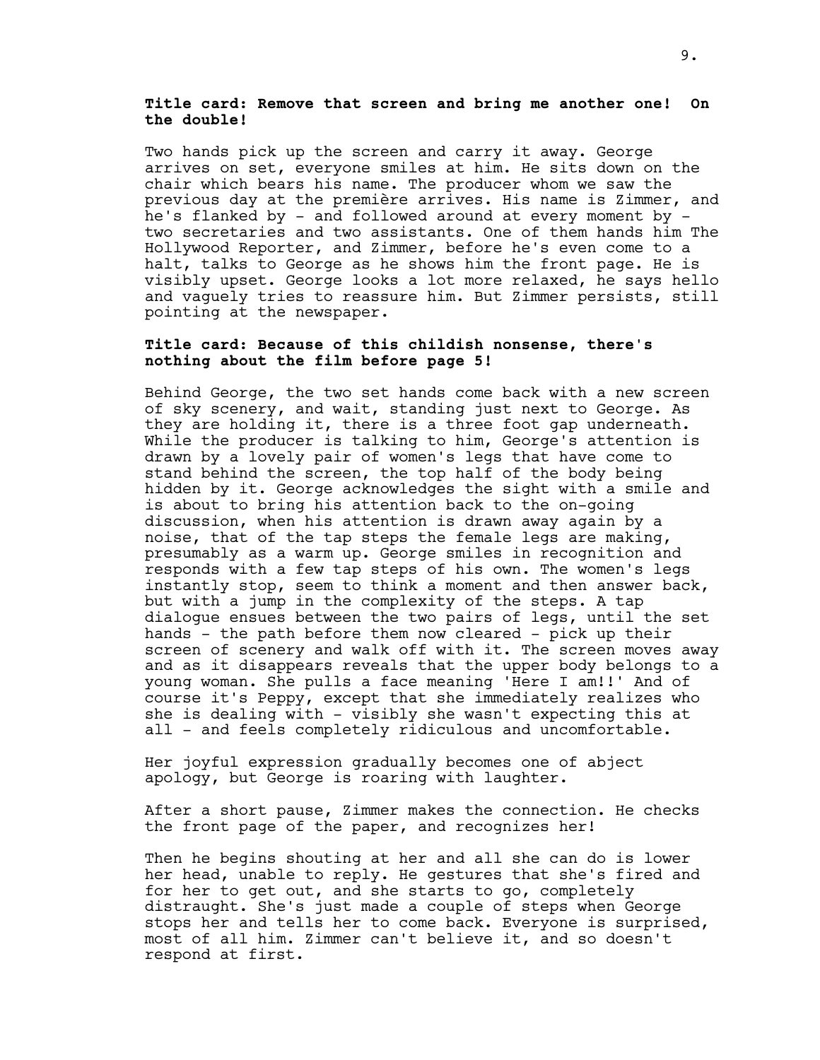**Title card: Remove that screen and bring me another one! On the double!**

Two hands pick up the screen and carry it away. George arrives on set, everyone smiles at him. He sits down on the chair which bears his name. The producer whom we saw the previous day at the première arrives. His name is Zimmer, and he's flanked by - and followed around at every moment by - two secretaries and two assistants. One of them hands him The Hollywood Reporter, and Zimmer, before he's even come to a halt, talks to George as he shows him the front page. He is visibly upset. George looks a lot more relaxed, he says hello and vaguely tries to reassure him. But Zimmer persists, still pointing at the newspaper.

**Title card: Because of this childish nonsense, there's nothing about the film before page 5!**

Behind George, the two set hands come back with a new screen of sky scenery, and wait, standing just next to George. As they are holding it, there is a three foot gap underneath. While the producer is talking to him, George's attention is drawn by a lovely pair of women's legs that have come to stand behind the screen, the top half of the body being hidden by it. George acknowledges the sight with a smile and is about to bring his attention back to the on-going discussion, when his attention is drawn away again by a noise, that of the tap steps the female legs are making, presumably as a warm up. George smiles in recognition and responds with a few tap steps of his own. The women's legs instantly stop, seem to think a moment and then answer back, but with a jump in the complexity of the steps. A tap dialogue ensues between the two pairs of legs, until the set hands - the path before them now cleared - pick up their screen of scenery and walk off with it. The screen moves away and as it disappears reveals that the upper body belongs to a young woman. She pulls a face meaning 'Here I am!!' And of course it's Peppy, except that she immediately realizes who she is dealing with - visibly she wasn't expecting this at all - and feels completely ridiculous and uncomfortable.

Her joyful expression gradually becomes one of abject apology, but George is roaring with laughter.

After a short pause, Zimmer makes the connection. He checks the front page of the paper, and recognizes her!

Then he begins shouting at her and all she can do is lower her head, unable to reply. He gestures that she's fired and for her to get out, and she starts to go, completely distraught. She's just made a couple of steps when George stops her and tells her to come back. Everyone is surprised, most of all him. Zimmer can't believe it, and so doesn't respond at first.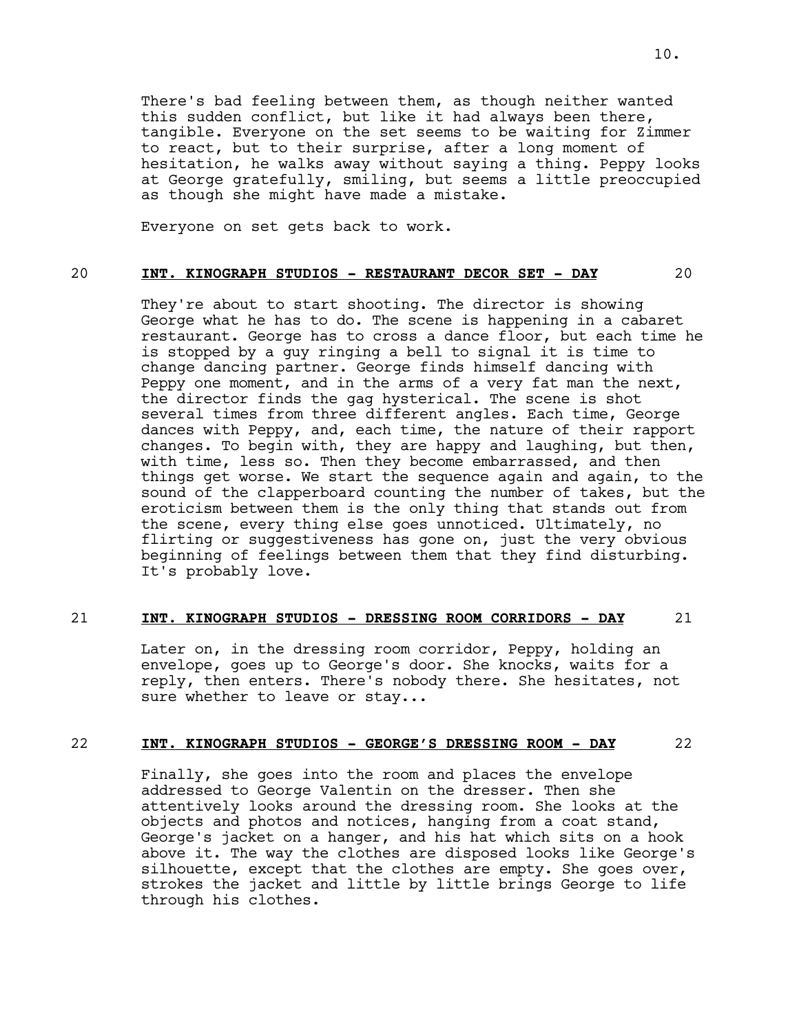There's bad feeling between them, as though neither wanted this sudden conflict, but like it had always been there, tangible. Everyone on the set seems to be waiting for Zimmer to react, but to their surprise, after a long moment of hesitation, he walks away without saying a thing. Peppy looks at George gratefully, smiling, but seems a little preoccupied as though she might have made a mistake.

Everyone on set gets back to work.

20 **INT. KINOGRAPH STUDIOS - RESTAURANT DECOR SET - DAY** 20

They're about to start shooting. The director is showing George what he has to do. The scene is happening in a cabaret restaurant. George has to cross a dance floor, but each time he is stopped by a guy ringing a bell to signal it is time to change dancing partner. George finds himself dancing with Peppy one moment, and in the arms of a very fat man the next, the director finds the gag hysterical. The scene is shot several times from three different angles. Each time, George dances with Peppy, and, each time, the nature of their rapport changes. To begin with, they are happy and laughing, but then, with time, less so. Then they become embarrassed, and then things get worse. We start the sequence again and again, to the sound of the clapperboard counting the number of takes, but the eroticism between them is the only thing that stands out from the scene, every thing else goes unnoticed. Ultimately, no flirting or suggestiveness has gone on, just the very obvious beginning of feelings between them that they find disturbing. It's probably love.

21 **INT. KINOGRAPH STUDIOS - DRESSING ROOM CORRIDORS - DAY** 21

Later on, in the dressing room corridor, Peppy, holding an envelope, goes up to George's door. She knocks, waits for a reply, then enters. There's nobody there. She hesitates, not sure whether to leave or stay...

22 **INT. KINOGRAPH STUDIOS - GEORGE'S DRESSING ROOM - DAY** 22

Finally, she goes into the room and places the envelope addressed to George Valentin on the dresser. Then she attentively looks around the dressing room. She looks at the objects and photos and notices, hanging from a coat stand, George's jacket on a hanger, and his hat which sits on a hook above it. The way the clothes are disposed looks like George's silhouette, except that the clothes are empty. She goes over, strokes the jacket and little by little brings George to life through his clothes.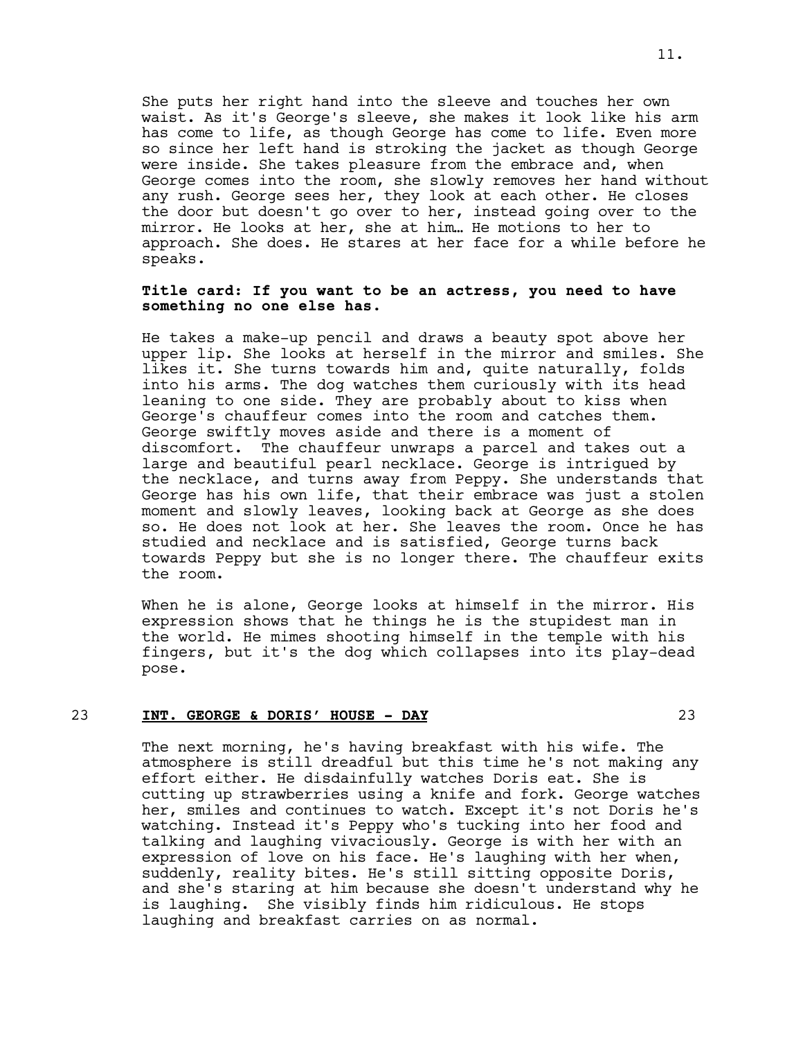She puts her right hand into the sleeve and touches her own waist. As it's George's sleeve, she makes it look like his arm has come to life, as though George has come to life. Even more so since her left hand is stroking the jacket as though George were inside. She takes pleasure from the embrace and, when George comes into the room, she slowly removes her hand without any rush. George sees her, they look at each other. He closes the door but doesn't go over to her, instead going over to the mirror. He looks at her, she at him… He motions to her to approach. She does. He stares at her face for a while before he speaks.

**Title card: If you want to be an actress, you need to have something no one else has.**

He takes a make-up pencil and draws a beauty spot above her upper lip. She looks at herself in the mirror and smiles. She likes it. She turns towards him and, quite naturally, folds into his arms. The dog watches them curiously with its head leaning to one side. They are probably about to kiss when George's chauffeur comes into the room and catches them. George swiftly moves aside and there is a moment of discomfort. The chauffeur unwraps a parcel and takes out a large and beautiful pearl necklace. George is intrigued by the necklace, and turns away from Peppy. She understands that George has his own life, that their embrace was just a stolen moment and slowly leaves, looking back at George as she does so. He does not look at her. She leaves the room. Once he has studied and necklace and is satisfied, George turns back towards Peppy but she is no longer there. The chauffeur exits the room.

When he is alone, George looks at himself in the mirror. His expression shows that he things he is the stupidest man in the world. He mimes shooting himself in the temple with his fingers, but it's the dog which collapses into its play-dead pose.

## 23 INT. GEORGE & DORIS' HOUSE - DAY 23

The next morning, he's having breakfast with his wife. The atmosphere is still dreadful but this time he's not making any effort either. He disdainfully watches Doris eat. She is cutting up strawberries using a knife and fork. George watches her, smiles and continues to watch. Except it's not Doris he's watching. Instead it's Peppy who's tucking into her food and talking and laughing vivaciously. George is with her with an expression of love on his face. He's laughing with her when, suddenly, reality bites. He's still sitting opposite Doris, and she's staring at him because she doesn't understand why he is laughing. She visibly finds him ridiculous. He stops laughing and breakfast carries on as normal.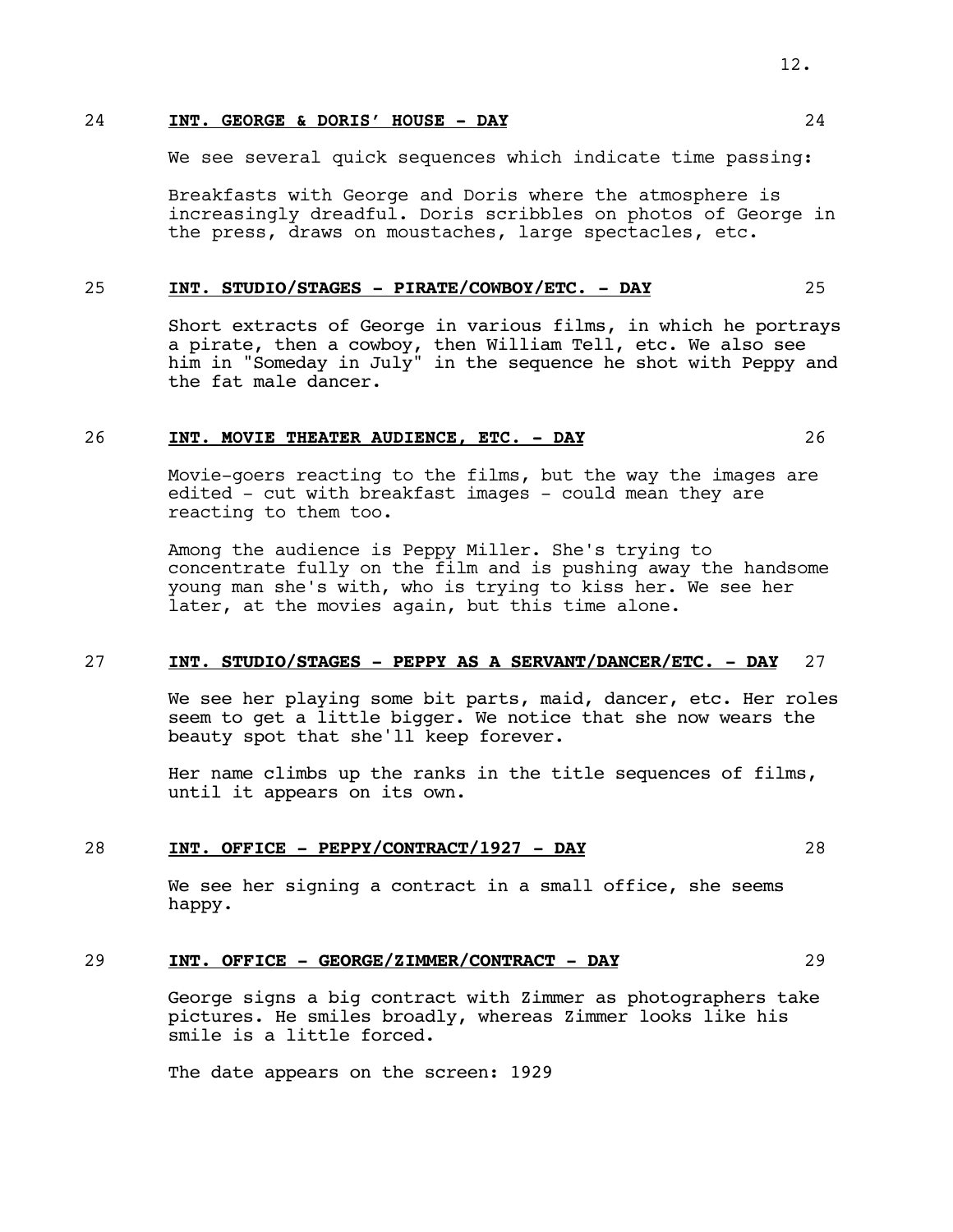24 **INT. GEORGE & DORIS' HOUSE - DAY** 24

We see several quick sequences which indicate time passing:

Breakfasts with George and Doris where the atmosphere is increasingly dreadful. Doris scribbles on photos of George in the press, draws on moustaches, large spectacles, etc.

25 **INT. STUDIO/STAGES - PIRATE/COWBOY/ETC. - DAY** 25

Short extracts of George in various films, in which he portrays a pirate, then a cowboy, then William Tell, etc. We also see him in "Someday in July" in the sequence he shot with Peppy and the fat male dancer.

26 **INT. MOVIE THEATER AUDIENCE, ETC. - DAY** 26

Movie-goers reacting to the films, but the way the images are edited - cut with breakfast images - could mean they are reacting to them too.

Among the audience is Peppy Miller. She's trying to concentrate fully on the film and is pushing away the handsome young man she's with, who is trying to kiss her. We see her later, at the movies again, but this time alone.

27 **INT. STUDIO/STAGES - PEPPY AS A SERVANT/DANCER/ETC. - DAY** 27

We see her playing some bit parts, maid, dancer, etc. Her roles seem to get a little bigger. We notice that she now wears the beauty spot that she'll keep forever.

Her name climbs up the ranks in the title sequences of films, until it appears on its own.

28 **INT. OFFICE - PEPPY/CONTRACT/1927 - DAY** 28

We see her signing a contract in a small office, she seems happy.

29 **INT. OFFICE - GEORGE/ZIMMER/CONTRACT - DAY** 29

George signs a big contract with Zimmer as photographers take pictures. He smiles broadly, whereas Zimmer looks like his smile is a little forced.

The date appears on the screen: 1929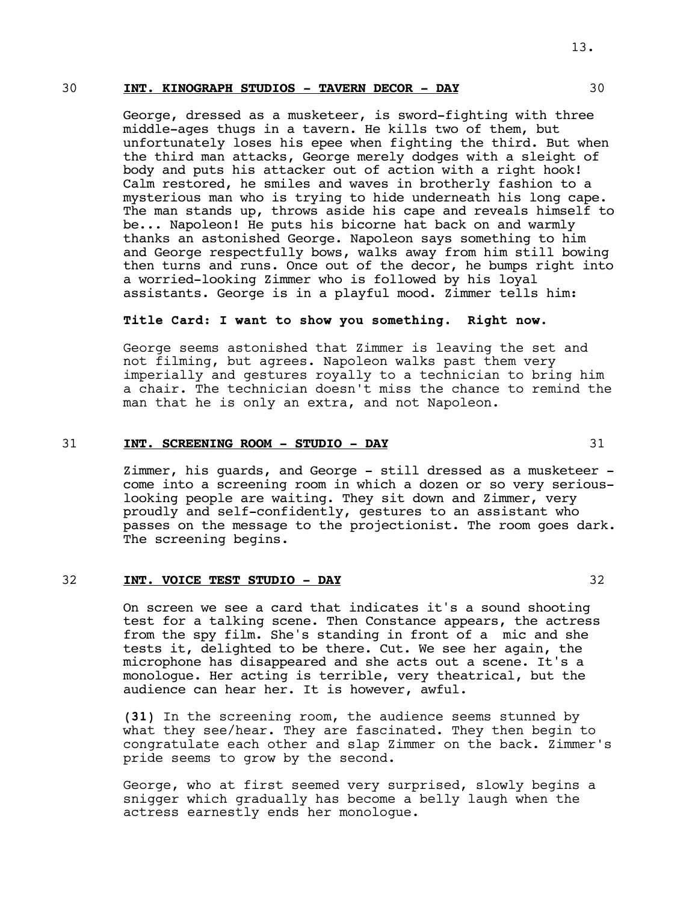30 **INT. KINOGRAPH STUDIOS - TAVERN DECOR - DAY** 30

George, dressed as a musketeer, is sword-fighting with three middle-ages thugs in a tavern. He kills two of them, but unfortunately loses his epee when fighting the third. But when the third man attacks, George merely dodges with a sleight of body and puts his attacker out of action with a right hook! Calm restored, he smiles and waves in brotherly fashion to a mysterious man who is trying to hide underneath his long cape. The man stands up, throws aside his cape and reveals himself to be... Napoleon! He puts his bicorne hat back on and warmly thanks an astonished George. Napoleon says something to him and George respectfully bows, walks away from him still bowing then turns and runs. Once out of the decor, he bumps right into a worried-looking Zimmer who is followed by his loyal assistants. George is in a playful mood. Zimmer tells him:

**Title Card: I want to show you something. Right now.**

George seems astonished that Zimmer is leaving the set and not filming, but agrees. Napoleon walks past them very imperially and gestures royally to a technician to bring him a chair. The technician doesn't miss the chance to remind the man that he is only an extra, and not Napoleon.

31 **INT. SCREENING ROOM - STUDIO - DAY** 31

Zimmer, his guards, and George - still dressed as a musketeer - come into a screening room in which a dozen or so very serious-looking people are waiting. They sit down and Zimmer, very proudly and self-confidently, gestures to an assistant who passes on the message to the projectionist. The room goes dark. The screening begins.

32 **INT. VOICE TEST STUDIO - DAY** 32

On screen we see a card that indicates it's a sound shooting test for a talking scene. Then Constance appears, the actress from the spy film. She's standing in front of a mic and she tests it, delighted to be there. Cut. We see her again, the microphone has disappeared and she acts out a scene. It's a monologue. Her acting is terrible, very theatrical, but the audience can hear her. It is however, awful.

**(31)** In the screening room, the audience seems stunned by what they see/hear. They are fascinated. They then begin to congratulate each other and slap Zimmer on the back. Zimmer's pride seems to grow by the second.

George, who at first seemed very surprised, slowly begins a snigger which gradually has become a belly laugh when the actress earnestly ends her monologue.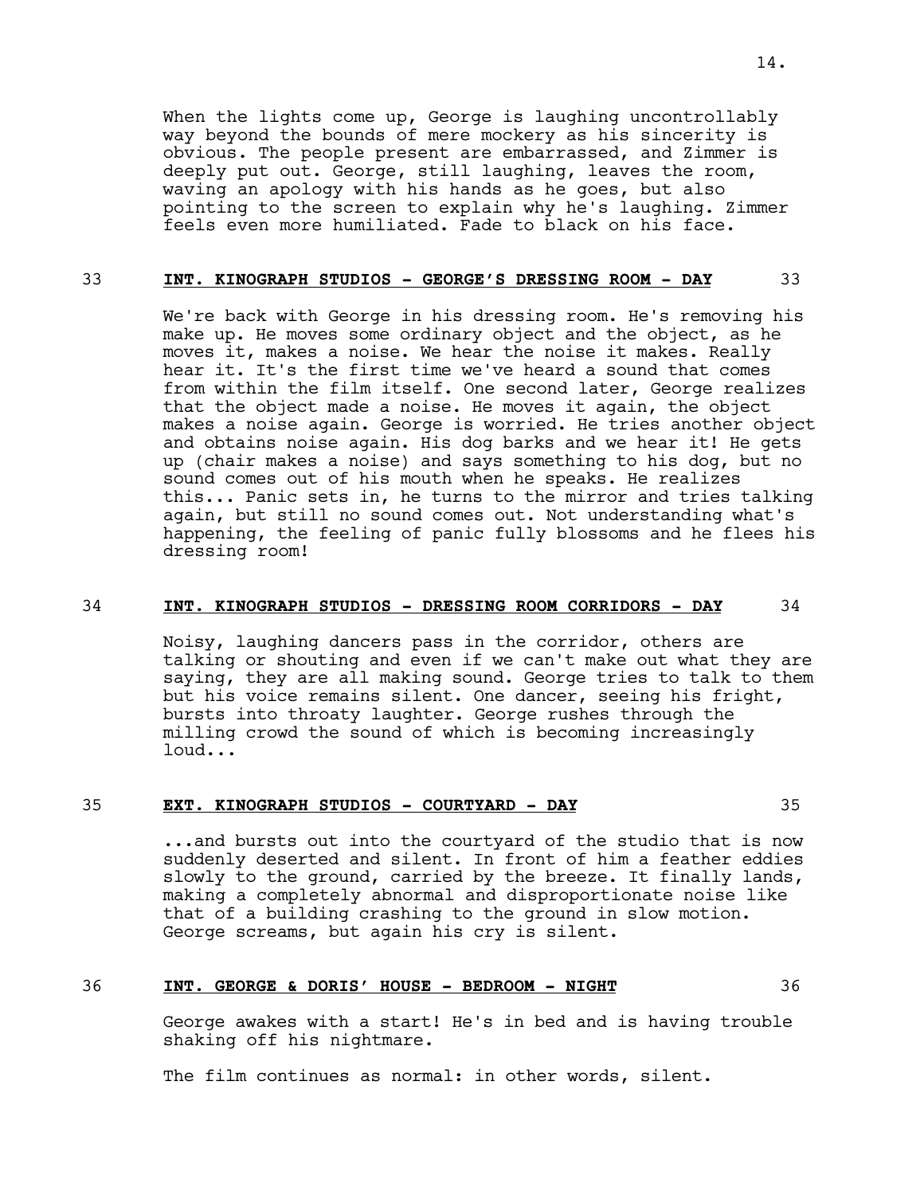When the lights come up, George is laughing uncontrollably way beyond the bounds of mere mockery as his sincerity is obvious. The people present are embarrassed, and Zimmer is deeply put out. George, still laughing, leaves the room, waving an apology with his hands as he goes, but also pointing to the screen to explain why he's laughing. Zimmer feels even more humiliated. Fade to black on his face.

33 **INT. KINOGRAPH STUDIOS - GEORGE'S DRESSING ROOM - DAY** 33

We're back with George in his dressing room. He's removing his make up. He moves some ordinary object and the object, as he moves it, makes a noise. We hear the noise it makes. Really hear it. It's the first time we've heard a sound that comes from within the film itself. One second later, George realizes that the object made a noise. He moves it again, the object makes a noise again. George is worried. He tries another object and obtains noise again. His dog barks and we hear it! He gets up (chair makes a noise) and says something to his dog, but no sound comes out of his mouth when he speaks. He realizes this... Panic sets in, he turns to the mirror and tries talking again, but still no sound comes out. Not understanding what's happening, the feeling of panic fully blossoms and he flees his dressing room!

34 **INT. KINOGRAPH STUDIOS - DRESSING ROOM CORRIDORS - DAY** 34

Noisy, laughing dancers pass in the corridor, others are talking or shouting and even if we can't make out what they are saying, they are all making sound. George tries to talk to them but his voice remains silent. One dancer, seeing his fright, bursts into throaty laughter. George rushes through the milling crowd the sound of which is becoming increasingly loud...

35 **EXT. KINOGRAPH STUDIOS - COURTYARD - DAY** 35

...and bursts out into the courtyard of the studio that is now suddenly deserted and silent. In front of him a feather eddies slowly to the ground, carried by the breeze. It finally lands, making a completely abnormal and disproportionate noise like that of a building crashing to the ground in slow motion. George screams, but again his cry is silent.

36 **INT. GEORGE & DORIS' HOUSE - BEDROOM - NIGHT** 36

George awakes with a start! He's in bed and is having trouble shaking off his nightmare.

The film continues as normal: in other words, silent.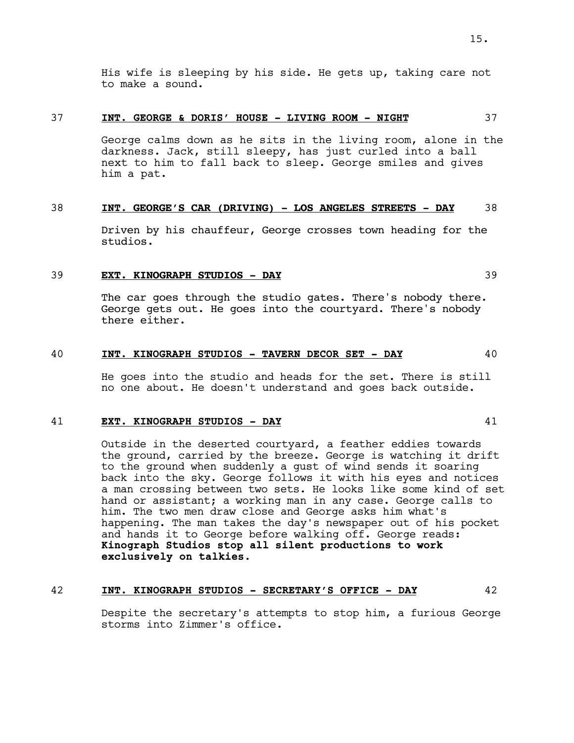His wife is sleeping by his side. He gets up, taking care not to make a sound.

37 **INT. GEORGE & DORIS' HOUSE - LIVING ROOM - NIGHT** 37

George calms down as he sits in the living room, alone in the darkness. Jack, still sleepy, has just curled into a ball next to him to fall back to sleep. George smiles and gives him a pat.

38 **INT. GEORGE'S CAR (DRIVING) - LOS ANGELES STREETS - DAY** 38

Driven by his chauffeur, George crosses town heading for the studios.

39 **EXT. KINOGRAPH STUDIOS - DAY** 39

The car goes through the studio gates. There's nobody there. George gets out. He goes into the courtyard. There's nobody there either.

40 **INT. KINOGRAPH STUDIOS - TAVERN DECOR SET - DAY** 40

He goes into the studio and heads for the set. There is still no one about. He doesn't understand and goes back outside.

41 **EXT. KINOGRAPH STUDIOS - DAY** 41

Outside in the deserted courtyard, a feather eddies towards the ground, carried by the breeze. George is watching it drift to the ground when suddenly a gust of wind sends it soaring back into the sky. George follows it with his eyes and notices a man crossing between two sets. He looks like some kind of set hand or assistant; a working man in any case. George calls to him. The two men draw close and George asks him what's happening. The man takes the day's newspaper out of his pocket and hands it to George before walking off. George reads: **Kinograph Studios stop all silent productions to work exclusively on talkies.**

42 **INT. KINOGRAPH STUDIOS - SECRETARY'S OFFICE - DAY** 42

Despite the secretary's attempts to stop him, a furious George storms into Zimmer's office.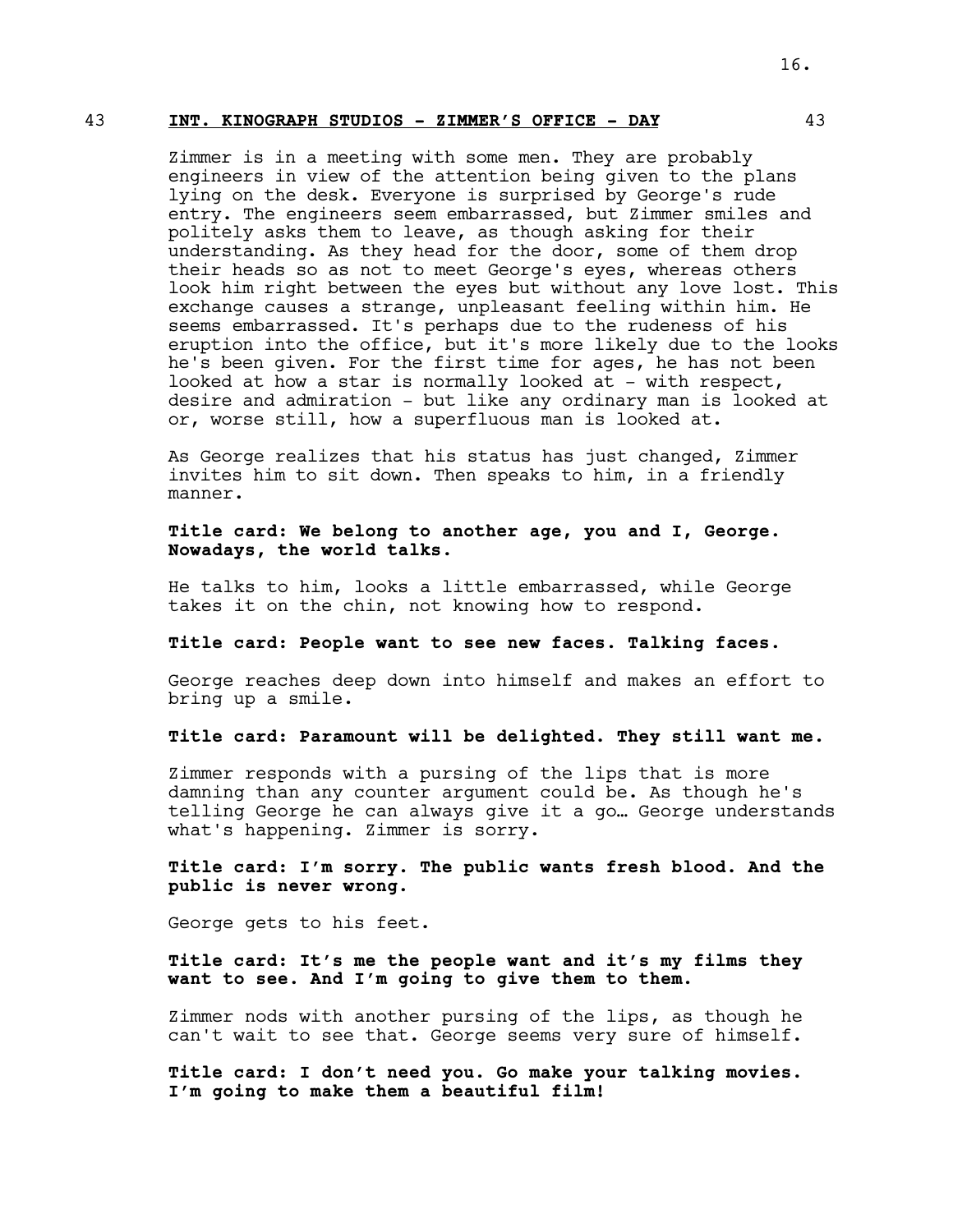43 **INT. KINOGRAPH STUDIOS - ZIMMER'S OFFICE - DAY** 43

Zimmer is in a meeting with some men. They are probably engineers in view of the attention being given to the plans lying on the desk. Everyone is surprised by George's rude entry. The engineers seem embarrassed, but Zimmer smiles and politely asks them to leave, as though asking for their understanding. As they head for the door, some of them drop their heads so as not to meet George's eyes, whereas others look him right between the eyes but without any love lost. This exchange causes a strange, unpleasant feeling within him. He seems embarrassed. It's perhaps due to the rudeness of his eruption into the office, but it's more likely due to the looks he's been given. For the first time for ages, he has not been looked at how a star is normally looked at - with respect, desire and admiration - but like any ordinary man is looked at or, worse still, how a superfluous man is looked at.

As George realizes that his status has just changed, Zimmer invites him to sit down. Then speaks to him, in a friendly manner.

**Title card: We belong to another age, you and I, George. Nowadays, the world talks.**

He talks to him, looks a little embarrassed, while George takes it on the chin, not knowing how to respond.

**Title card: People want to see new faces. Talking faces.**

George reaches deep down into himself and makes an effort to bring up a smile.

**Title card: Paramount will be delighted. They still want me.**

Zimmer responds with a pursing of the lips that is more damning than any counter argument could be. As though he's telling George he can always give it a go… George understands what's happening. Zimmer is sorry.

**Title card: I'm sorry. The public wants fresh blood. And the public is never wrong.**

George gets to his feet.

**Title card: It's me the people want and it's my films they want to see. And I'm going to give them to them.**

Zimmer nods with another pursing of the lips, as though he can't wait to see that. George seems very sure of himself.

**Title card: I don't need you. Go make your talking movies. I'm going to make them a beautiful film!**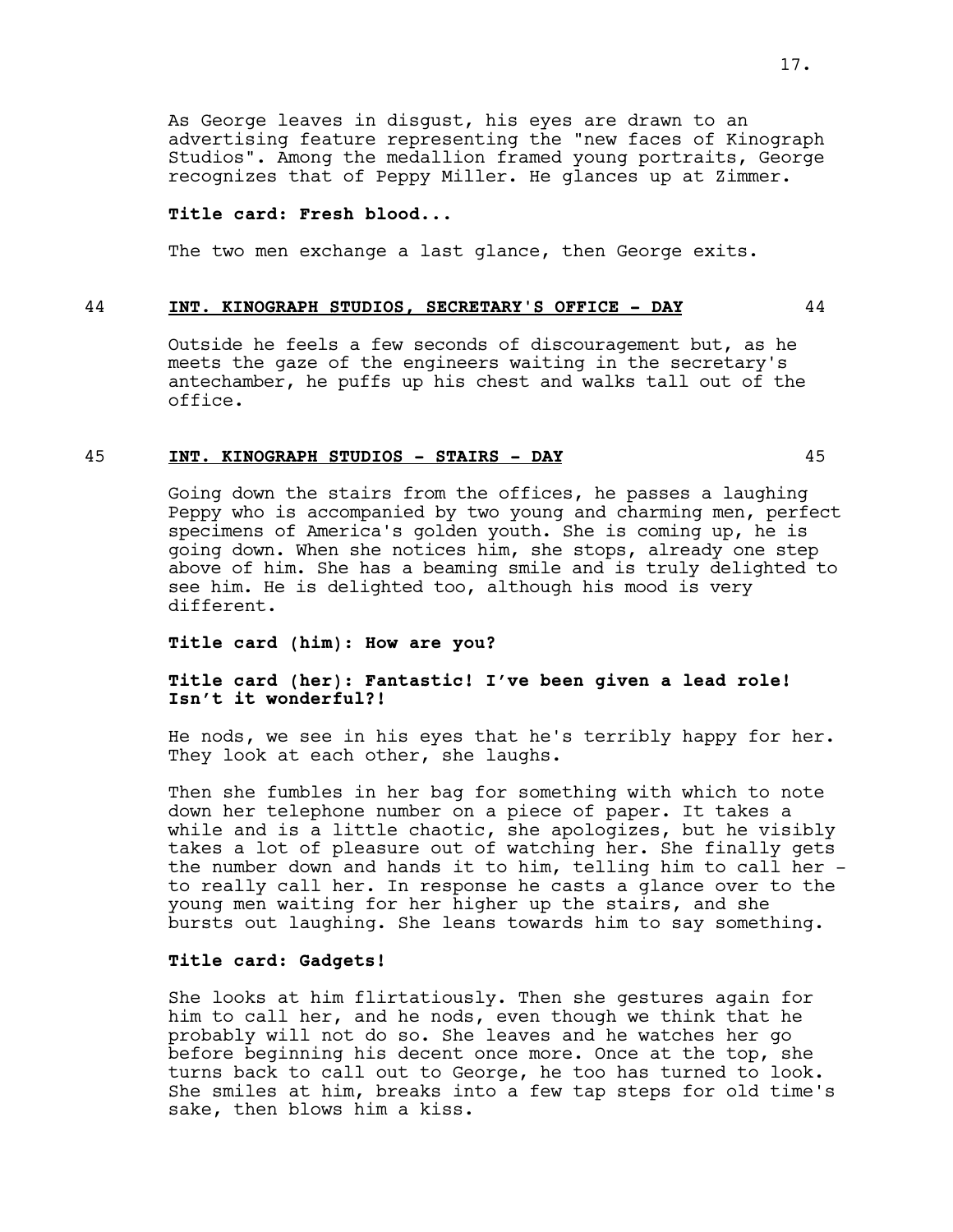As George leaves in disgust, his eyes are drawn to an advertising feature representing the "new faces of Kinograph Studios". Among the medallion framed young portraits, George recognizes that of Peppy Miller. He glances up at Zimmer.

**Title card: Fresh blood...**

The two men exchange a last glance, then George exits.

## 44 **INT. KINOGRAPH STUDIOS, SECRETARY'S OFFICE - DAY** 44

Outside he feels a few seconds of discouragement but, as he meets the gaze of the engineers waiting in the secretary's antechamber, he puffs up his chest and walks tall out of the office.

## 45 **INT. KINOGRAPH STUDIOS - STAIRS - DAY** 45

Going down the stairs from the offices, he passes a laughing Peppy who is accompanied by two young and charming men, perfect specimens of America's golden youth. She is coming up, he is going down. When she notices him, she stops, already one step above of him. She has a beaming smile and is truly delighted to see him. He is delighted too, although his mood is very different.

**Title card (him): How are you?**

**Title card (her): Fantastic! I've been given a lead role! Isn't it wonderful?!**

He nods, we see in his eyes that he's terribly happy for her. They look at each other, she laughs.

Then she fumbles in her bag for something with which to note down her telephone number on a piece of paper. It takes a while and is a little chaotic, she apologizes, but he visibly takes a lot of pleasure out of watching her. She finally gets the number down and hands it to him, telling him to call her - to really call her. In response he casts a glance over to the young men waiting for her higher up the stairs, and she bursts out laughing. She leans towards him to say something.

**Title card: Gadgets!**

She looks at him flirtatiously. Then she gestures again for him to call her, and he nods, even though we think that he probably will not do so. She leaves and he watches her go before beginning his decent once more. Once at the top, she turns back to call out to George, he too has turned to look. She smiles at him, breaks into a few tap steps for old time's sake, then blows him a kiss.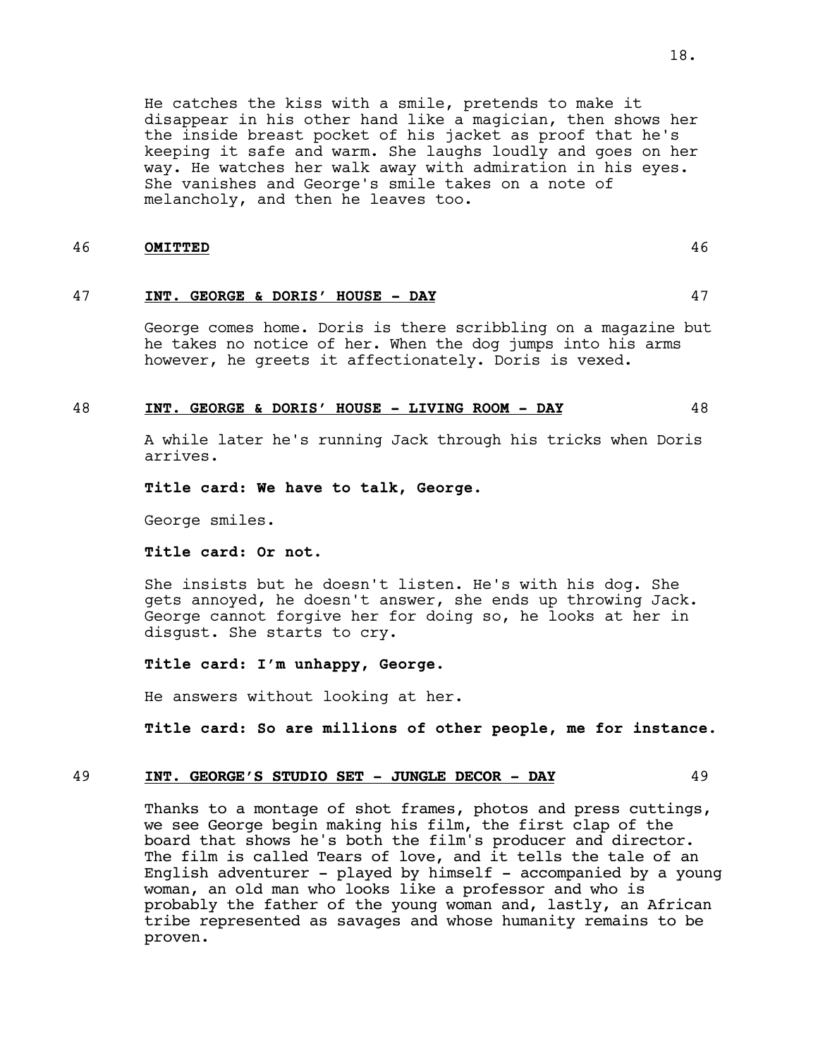He catches the kiss with a smile, pretends to make it disappear in his other hand like a magician, then shows her the inside breast pocket of his jacket as proof that he's keeping it safe and warm. She laughs loudly and goes on her way. He watches her walk away with admiration in his eyes. She vanishes and George's smile takes on a note of melancholy, and then he leaves too.

46 **OMITTED** 46

47 **INT. GEORGE & DORIS' HOUSE - DAY** 47

George comes home. Doris is there scribbling on a magazine but he takes no notice of her. When the dog jumps into his arms however, he greets it affectionately. Doris is vexed.

48 **INT. GEORGE & DORIS' HOUSE - LIVING ROOM - DAY** 48

A while later he's running Jack through his tricks when Doris arrives.

**Title card: We have to talk, George.**

George smiles.

**Title card: Or not.**

She insists but he doesn't listen. He's with his dog. She gets annoyed, he doesn't answer, she ends up throwing Jack. George cannot forgive her for doing so, he looks at her in disgust. She starts to cry.

**Title card: I'm unhappy, George.**

He answers without looking at her.

**Title card: So are millions of other people, me for instance.**

49 **INT. GEORGE'S STUDIO SET - JUNGLE DECOR - DAY** 49

Thanks to a montage of shot frames, photos and press cuttings, we see George begin making his film, the first clap of the board that shows he's both the film's producer and director. The film is called Tears of love, and it tells the tale of an English adventurer - played by himself - accompanied by a young woman, an old man who looks like a professor and who is probably the father of the young woman and, lastly, an African tribe represented as savages and whose humanity remains to be proven.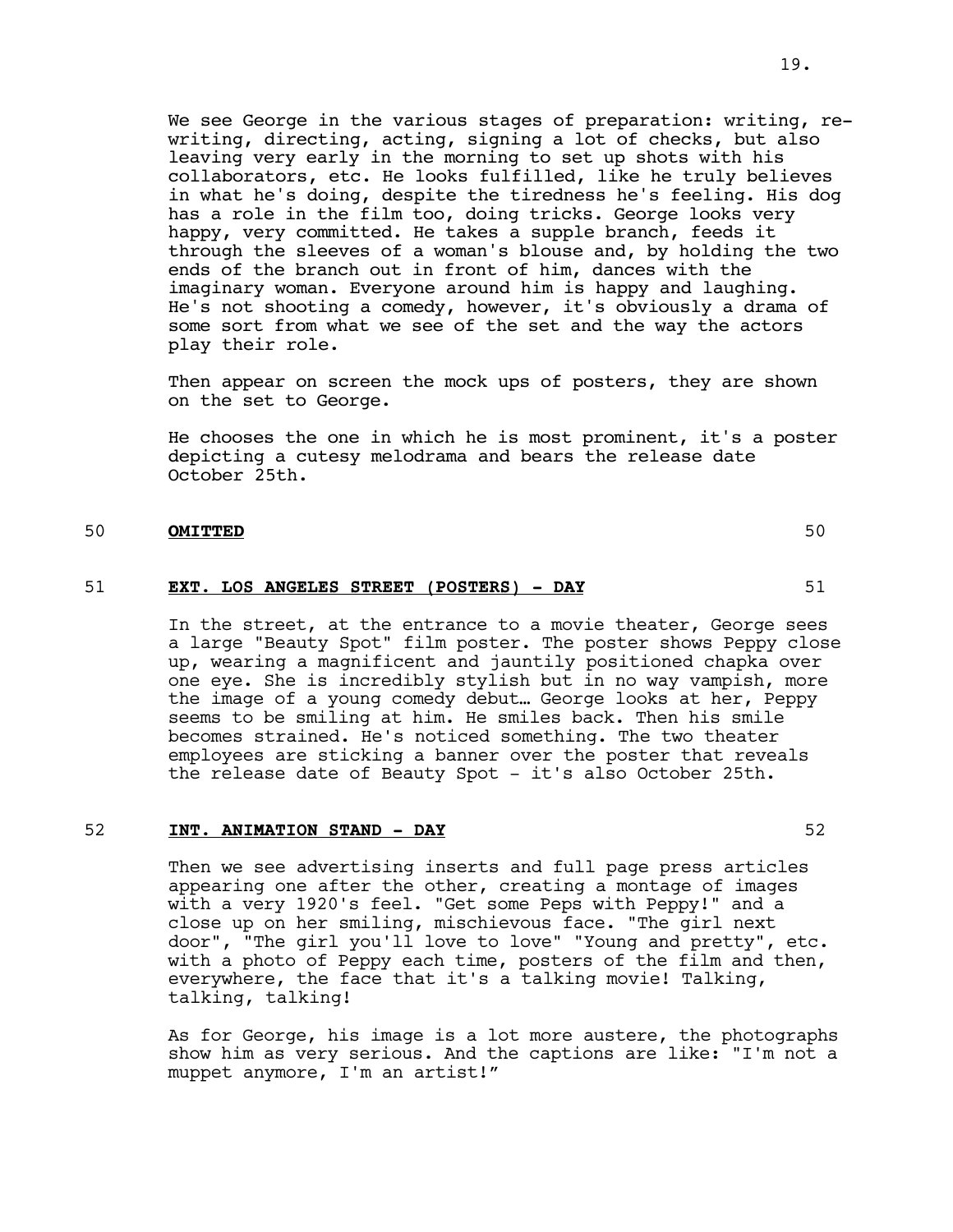We see George in the various stages of preparation: writing, re-writing, directing, acting, signing a lot of checks, but also leaving very early in the morning to set up shots with his collaborators, etc. He looks fulfilled, like he truly believes in what he's doing, despite the tiredness he's feeling. His dog has a role in the film too, doing tricks. George looks very happy, very committed. He takes a supple branch, feeds it through the sleeves of a woman's blouse and, by holding the two ends of the branch out in front of him, dances with the imaginary woman. Everyone around him is happy and laughing. He's not shooting a comedy, however, it's obviously a drama of some sort from what we see of the set and the way the actors play their role.

Then appear on screen the mock ups of posters, they are shown on the set to George.

He chooses the one in which he is most prominent, it's a poster depicting a cutesy melodrama and bears the release date October 25th.

50 **OMITTED** 50

51 **EXT. LOS ANGELES STREET (POSTERS) - DAY** 51

In the street, at the entrance to a movie theater, George sees a large "Beauty Spot" film poster. The poster shows Peppy close up, wearing a magnificent and jauntily positioned chapka over one eye. She is incredibly stylish but in no way vampish, more the image of a young comedy debut… George looks at her, Peppy seems to be smiling at him. He smiles back. Then his smile becomes strained. He's noticed something. The two theater employees are sticking a banner over the poster that reveals the release date of Beauty Spot - it's also October 25th.

52 **INT. ANIMATION STAND - DAY** 52

Then we see advertising inserts and full page press articles appearing one after the other, creating a montage of images with a very 1920's feel. "Get some Peps with Peppy!" and a close up on her smiling, mischievous face. "The girl next door", "The girl you'll love to love" "Young and pretty", etc. with a photo of Peppy each time, posters of the film and then, everywhere, the face that it's a talking movie! Talking, talking, talking!

As for George, his image is a lot more austere, the photographs show him as very serious. And the captions are like: "I'm not a muppet anymore, I'm an artist!"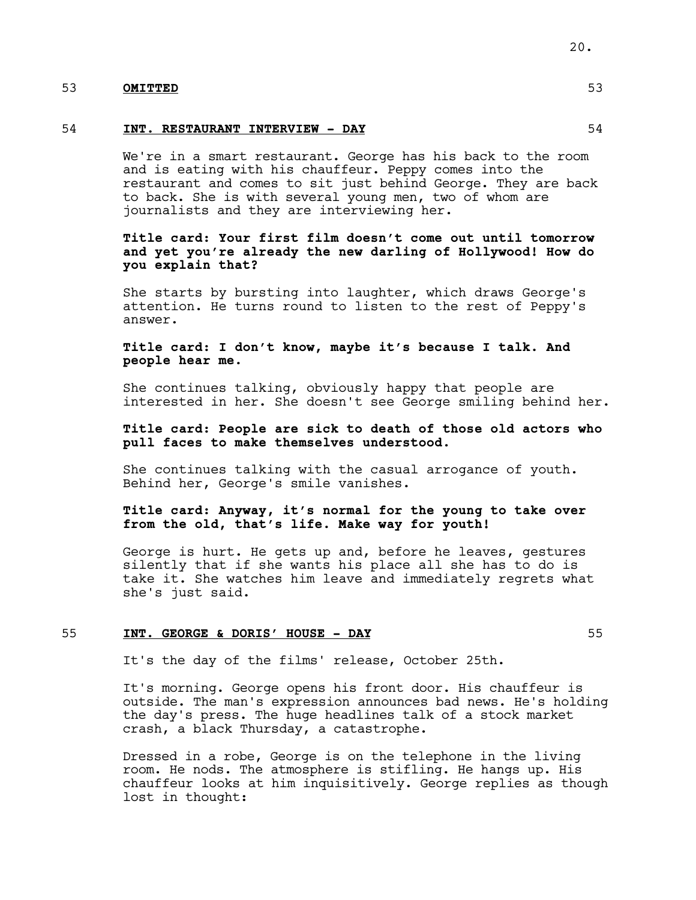53 **OMITTED** 53

54 **INT. RESTAURANT INTERVIEW - DAY** 54

We're in a smart restaurant. George has his back to the room and is eating with his chauffeur. Peppy comes into the restaurant and comes to sit just behind George. They are back to back. She is with several young men, two of whom are journalists and they are interviewing her.

**Title card: Your first film doesn't come out until tomorrow and yet you're already the new darling of Hollywood! How do you explain that?**

She starts by bursting into laughter, which draws George's attention. He turns round to listen to the rest of Peppy's answer.

**Title card: I don't know, maybe it's because I talk. And people hear me.**

She continues talking, obviously happy that people are interested in her. She doesn't see George smiling behind her.

**Title card: People are sick to death of those old actors who pull faces to make themselves understood.**

She continues talking with the casual arrogance of youth. Behind her, George's smile vanishes.

**Title card: Anyway, it's normal for the young to take over from the old, that's life. Make way for youth!**

George is hurt. He gets up and, before he leaves, gestures silently that if she wants his place all she has to do is take it. She watches him leave and immediately regrets what she's just said.

55 **INT. GEORGE & DORIS' HOUSE - DAY** 55

It's the day of the films' release, October 25th.

It's morning. George opens his front door. His chauffeur is outside. The man's expression announces bad news. He's holding the day's press. The huge headlines talk of a stock market crash, a black Thursday, a catastrophe.

Dressed in a robe, George is on the telephone in the living room. He nods. The atmosphere is stifling. He hangs up. His chauffeur looks at him inquisitively. George replies as though lost in thought: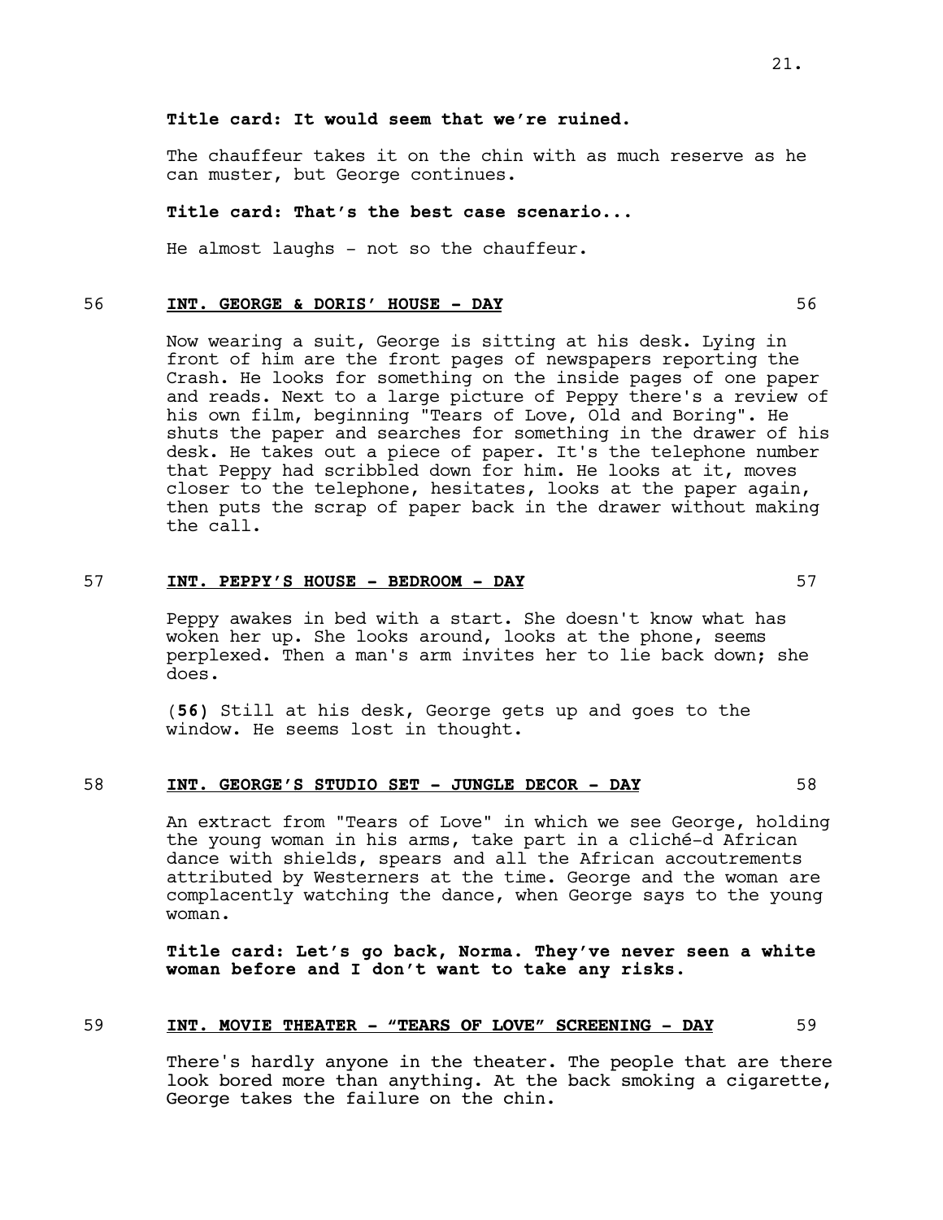**Title card: It would seem that we're ruined.**

The chauffeur takes it on the chin with as much reserve as he can muster, but George continues.

**Title card: That's the best case scenario...**

He almost laughs - not so the chauffeur.

56 **INT. GEORGE & DORIS' HOUSE - DAY** 56

Now wearing a suit, George is sitting at his desk. Lying in front of him are the front pages of newspapers reporting the Crash. He looks for something on the inside pages of one paper and reads. Next to a large picture of Peppy there's a review of his own film, beginning "Tears of Love, Old and Boring". He shuts the paper and searches for something in the drawer of his desk. He takes out a piece of paper. It's the telephone number that Peppy had scribbled down for him. He looks at it, moves closer to the telephone, hesitates, looks at the paper again, then puts the scrap of paper back in the drawer without making the call.

57 **INT. PEPPY'S HOUSE - BEDROOM - DAY** 57

Peppy awakes in bed with a start. She doesn't know what has woken her up. She looks around, looks at the phone, seems perplexed. Then a man's arm invites her to lie back down; she does.

(**56**) Still at his desk, George gets up and goes to the window. He seems lost in thought.

58 **INT. GEORGE'S STUDIO SET - JUNGLE DECOR - DAY** 58

An extract from "Tears of Love" in which we see George, holding the young woman in his arms, take part in a cliché-d African dance with shields, spears and all the African accoutrements attributed by Westerners at the time. George and the woman are complacently watching the dance, when George says to the young woman.

**Title card: Let's go back, Norma. They've never seen a white woman before and I don't want to take any risks.**

59 **INT. MOVIE THEATER - "TEARS OF LOVE" SCREENING - DAY** 59

There's hardly anyone in the theater. The people that are there look bored more than anything. At the back smoking a cigarette, George takes the failure on the chin.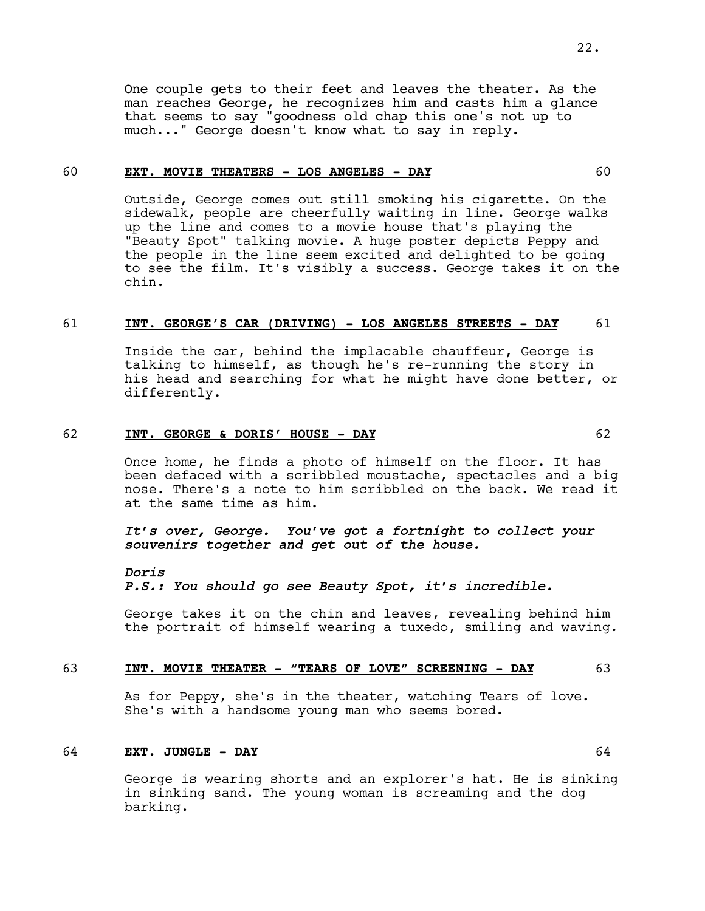One couple gets to their feet and leaves the theater. As the man reaches George, he recognizes him and casts him a glance that seems to say "goodness old chap this one's not up to much..." George doesn't know what to say in reply.

60 **EXT. MOVIE THEATERS - LOS ANGELES - DAY** 60

Outside, George comes out still smoking his cigarette. On the sidewalk, people are cheerfully waiting in line. George walks up the line and comes to a movie house that's playing the "Beauty Spot" talking movie. A huge poster depicts Peppy and the people in the line seem excited and delighted to be going to see the film. It's visibly a success. George takes it on the chin.

61 **INT. GEORGE'S CAR (DRIVING) - LOS ANGELES STREETS - DAY** 61

Inside the car, behind the implacable chauffeur, George is talking to himself, as though he's re-running the story in his head and searching for what he might have done better, or differently.

62 **INT. GEORGE & DORIS' HOUSE - DAY** 62

Once home, he finds a photo of himself on the floor. It has been defaced with a scribbled moustache, spectacles and a big nose. There's a note to him scribbled on the back. We read it at the same time as him.

*It's over, George. You've got a fortnight to collect your souvenirs together and get out of the house.*

*Doris*
*P.S.: You should go see Beauty Spot, it's incredible.*

George takes it on the chin and leaves, revealing behind him the portrait of himself wearing a tuxedo, smiling and waving.

63 **INT. MOVIE THEATER - "TEARS OF LOVE" SCREENING - DAY** 63

As for Peppy, she's in the theater, watching Tears of love. She's with a handsome young man who seems bored.

64 **EXT. JUNGLE - DAY** 64

George is wearing shorts and an explorer's hat. He is sinking in sinking sand. The young woman is screaming and the dog barking.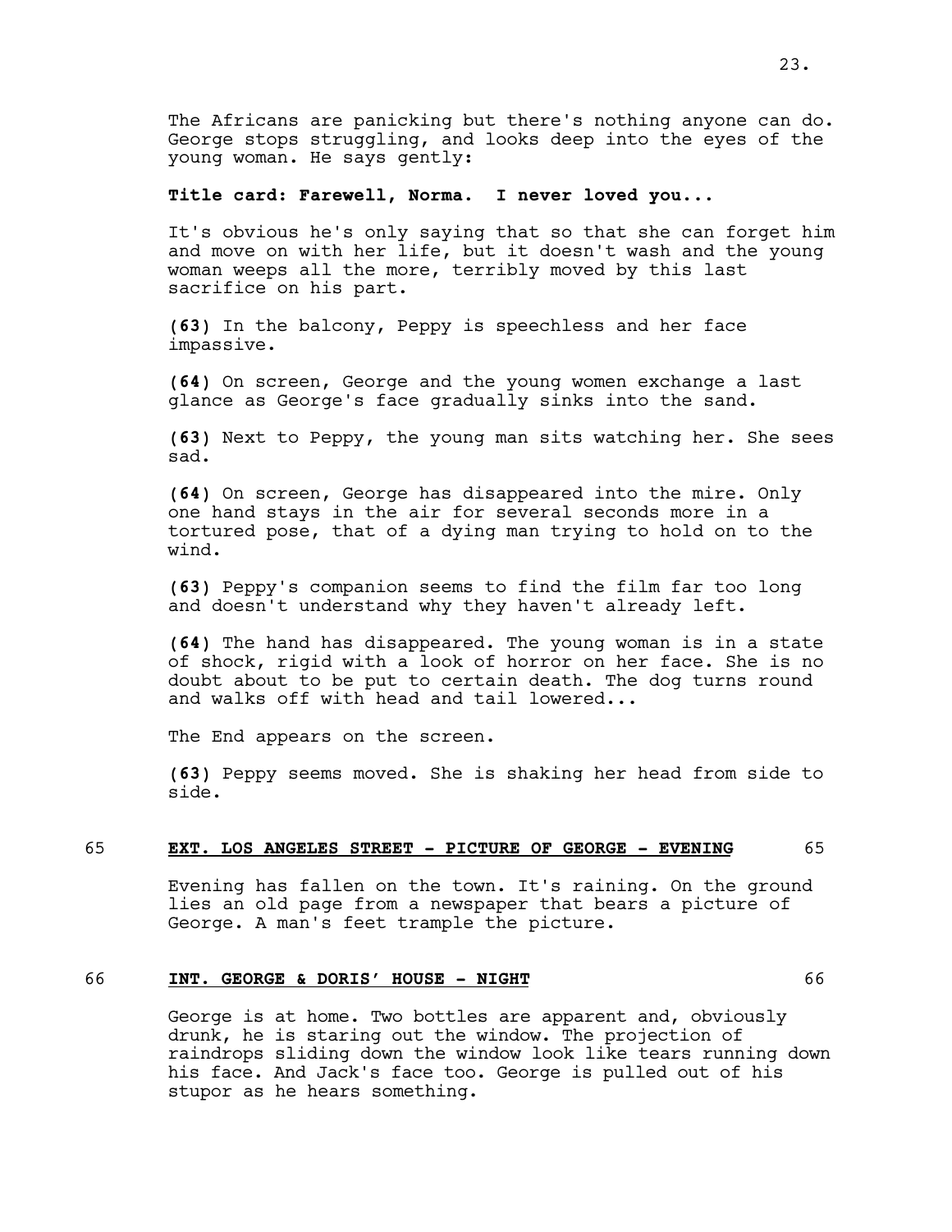The Africans are panicking but there's nothing anyone can do. George stops struggling, and looks deep into the eyes of the young woman. He says gently:

**Title card: Farewell, Norma. I never loved you...**

It's obvious he's only saying that so that she can forget him and move on with her life, but it doesn't wash and the young woman weeps all the more, terribly moved by this last sacrifice on his part.

**(63)** In the balcony, Peppy is speechless and her face impassive.

**(64)** On screen, George and the young women exchange a last glance as George's face gradually sinks into the sand.

**(63)** Next to Peppy, the young man sits watching her. She sees sad.

**(64)** On screen, George has disappeared into the mire. Only one hand stays in the air for several seconds more in a tortured pose, that of a dying man trying to hold on to the wind.

**(63)** Peppy's companion seems to find the film far too long and doesn't understand why they haven't already left.

**(64)** The hand has disappeared. The young woman is in a state of shock, rigid with a look of horror on her face. She is no doubt about to be put to certain death. The dog turns round and walks off with head and tail lowered...

The End appears on the screen.

**(63)** Peppy seems moved. She is shaking her head from side to side.

65 **EXT. LOS ANGELES STREET - PICTURE OF GEORGE - EVENING** 65

Evening has fallen on the town. It's raining. On the ground lies an old page from a newspaper that bears a picture of George. A man's feet trample the picture.

66 **INT. GEORGE & DORIS' HOUSE - NIGHT** 66

George is at home. Two bottles are apparent and, obviously drunk, he is staring out the window. The projection of raindrops sliding down the window look like tears running down his face. And Jack's face too. George is pulled out of his stupor as he hears something.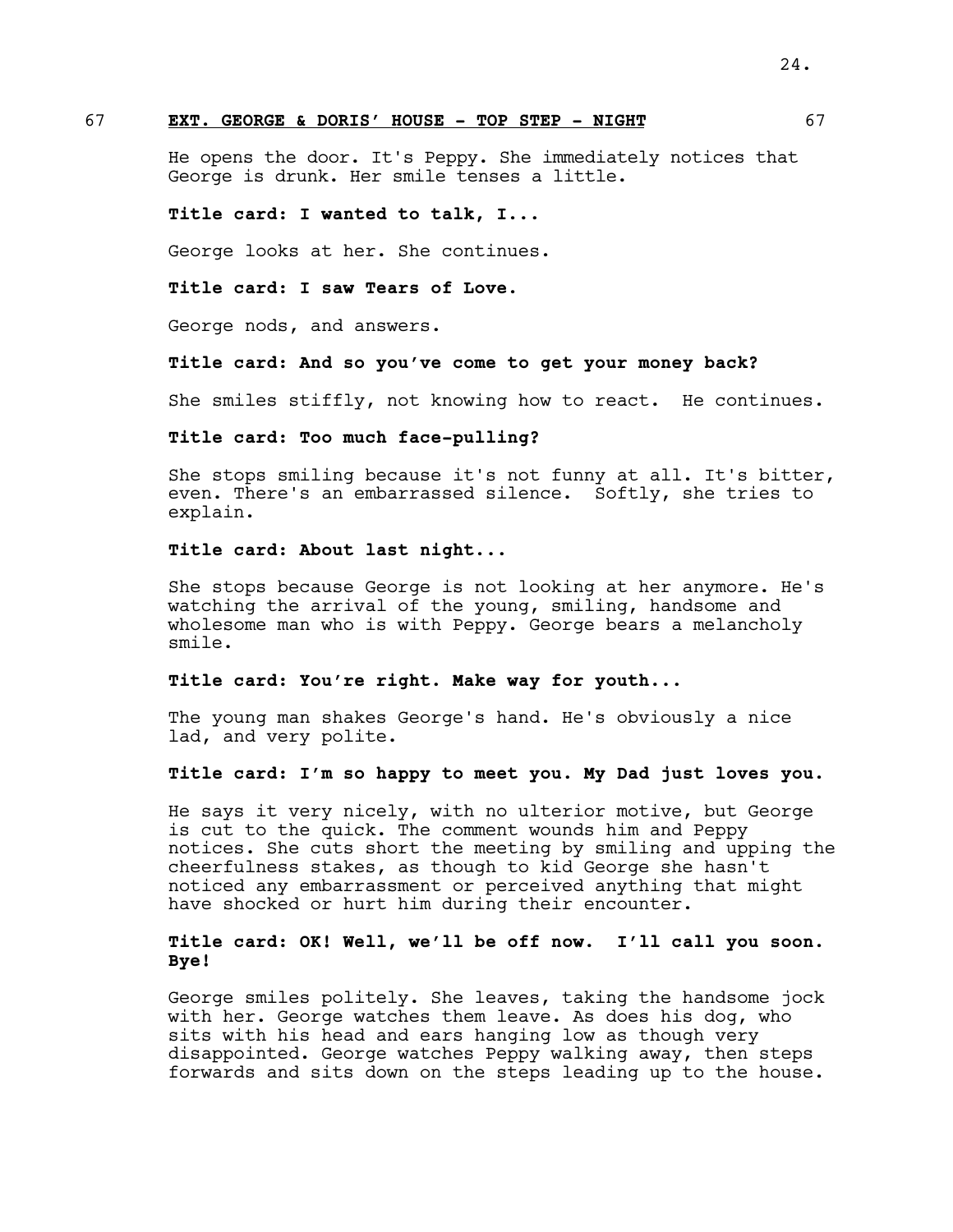67 **EXT. GEORGE & DORIS' HOUSE - TOP STEP - NIGHT** 67

He opens the door. It's Peppy. She immediately notices that George is drunk. Her smile tenses a little.

**Title card: I wanted to talk, I...**

George looks at her. She continues.

**Title card: I saw Tears of Love.**

George nods, and answers.

**Title card: And so you've come to get your money back?**

She smiles stiffly, not knowing how to react. He continues.

**Title card: Too much face-pulling?**

She stops smiling because it's not funny at all. It's bitter, even. There's an embarrassed silence. Softly, she tries to explain.

**Title card: About last night...**

She stops because George is not looking at her anymore. He's watching the arrival of the young, smiling, handsome and wholesome man who is with Peppy. George bears a melancholy smile.

**Title card: You're right. Make way for youth...**

The young man shakes George's hand. He's obviously a nice lad, and very polite.

**Title card: I'm so happy to meet you. My Dad just loves you.**

He says it very nicely, with no ulterior motive, but George is cut to the quick. The comment wounds him and Peppy notices. She cuts short the meeting by smiling and upping the cheerfulness stakes, as though to kid George she hasn't noticed any embarrassment or perceived anything that might have shocked or hurt him during their encounter.

**Title card: OK! Well, we'll be off now. I'll call you soon. Bye!**

George smiles politely. She leaves, taking the handsome jock with her. George watches them leave. As does his dog, who sits with his head and ears hanging low as though very disappointed. George watches Peppy walking away, then steps forwards and sits down on the steps leading up to the house.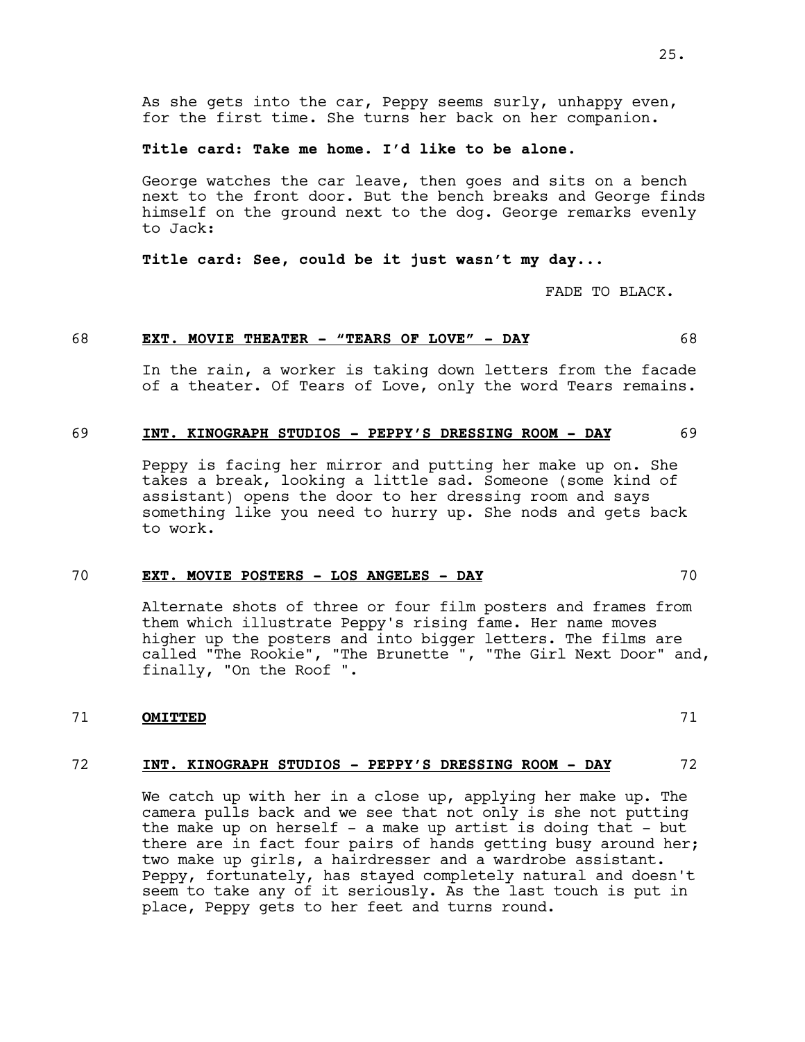As she gets into the car, Peppy seems surly, unhappy even, for the first time. She turns her back on her companion.

**Title card: Take me home. I'd like to be alone.**

George watches the car leave, then goes and sits on a bench next to the front door. But the bench breaks and George finds himself on the ground next to the dog. George remarks evenly to Jack:

**Title card: See, could be it just wasn't my day...**

FADE TO BLACK.

68 **EXT. MOVIE THEATER - "TEARS OF LOVE" - DAY** 68

In the rain, a worker is taking down letters from the facade of a theater. Of Tears of Love, only the word Tears remains.

69 **INT. KINOGRAPH STUDIOS - PEPPY'S DRESSING ROOM - DAY** 69

Peppy is facing her mirror and putting her make up on. She takes a break, looking a little sad. Someone (some kind of assistant) opens the door to her dressing room and says something like you need to hurry up. She nods and gets back to work.

70 **EXT. MOVIE POSTERS - LOS ANGELES - DAY** 70

Alternate shots of three or four film posters and frames from them which illustrate Peppy's rising fame. Her name moves higher up the posters and into bigger letters. The films are called "The Rookie", "The Brunette ", "The Girl Next Door" and, finally, "On the Roof ".

71 **OMITTED** 71

72 **INT. KINOGRAPH STUDIOS - PEPPY'S DRESSING ROOM - DAY** 72

We catch up with her in a close up, applying her make up. The camera pulls back and we see that not only is she not putting the make up on herself - a make up artist is doing that - but there are in fact four pairs of hands getting busy around her; two make up girls, a hairdresser and a wardrobe assistant. Peppy, fortunately, has stayed completely natural and doesn't seem to take any of it seriously. As the last touch is put in place, Peppy gets to her feet and turns round.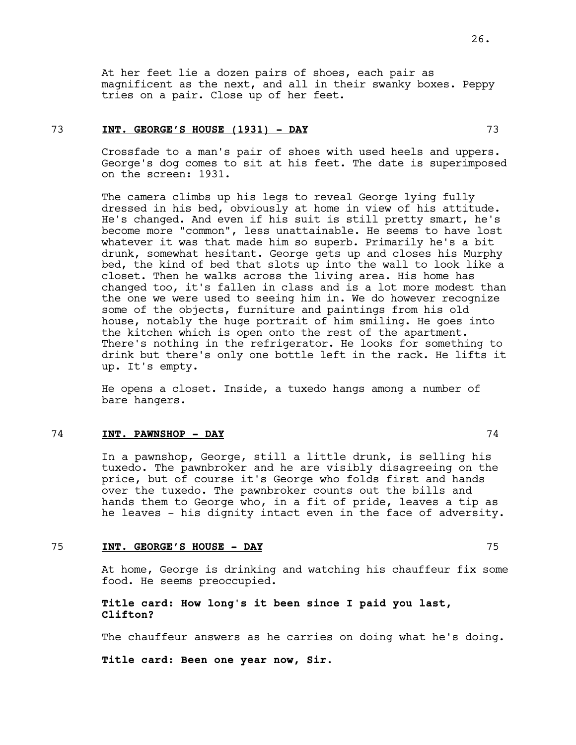At her feet lie a dozen pairs of shoes, each pair as magnificent as the next, and all in their swanky boxes. Peppy tries on a pair. Close up of her feet.

73 **INT. GEORGE'S HOUSE (1931) - DAY** 73

Crossfade to a man's pair of shoes with used heels and uppers. George's dog comes to sit at his feet. The date is superimposed on the screen: 1931.

The camera climbs up his legs to reveal George lying fully dressed in his bed, obviously at home in view of his attitude. He's changed. And even if his suit is still pretty smart, he's become more "common", less unattainable. He seems to have lost whatever it was that made him so superb. Primarily he's a bit drunk, somewhat hesitant. George gets up and closes his Murphy bed, the kind of bed that slots up into the wall to look like a closet. Then he walks across the living area. His home has changed too, it's fallen in class and is a lot more modest than the one we were used to seeing him in. We do however recognize some of the objects, furniture and paintings from his old house, notably the huge portrait of him smiling. He goes into the kitchen which is open onto the rest of the apartment. There's nothing in the refrigerator. He looks for something to drink but there's only one bottle left in the rack. He lifts it up. It's empty.

He opens a closet. Inside, a tuxedo hangs among a number of bare hangers.

74 **INT. PAWNSHOP - DAY** 74

In a pawnshop, George, still a little drunk, is selling his tuxedo. The pawnbroker and he are visibly disagreeing on the price, but of course it's George who folds first and hands over the tuxedo. The pawnbroker counts out the bills and hands them to George who, in a fit of pride, leaves a tip as he leaves - his dignity intact even in the face of adversity.

75 **INT. GEORGE'S HOUSE - DAY** 75

At home, George is drinking and watching his chauffeur fix some food. He seems preoccupied.

**Title card: How long's it been since I paid you last, Clifton?**

The chauffeur answers as he carries on doing what he's doing.

**Title card: Been one year now, Sir.**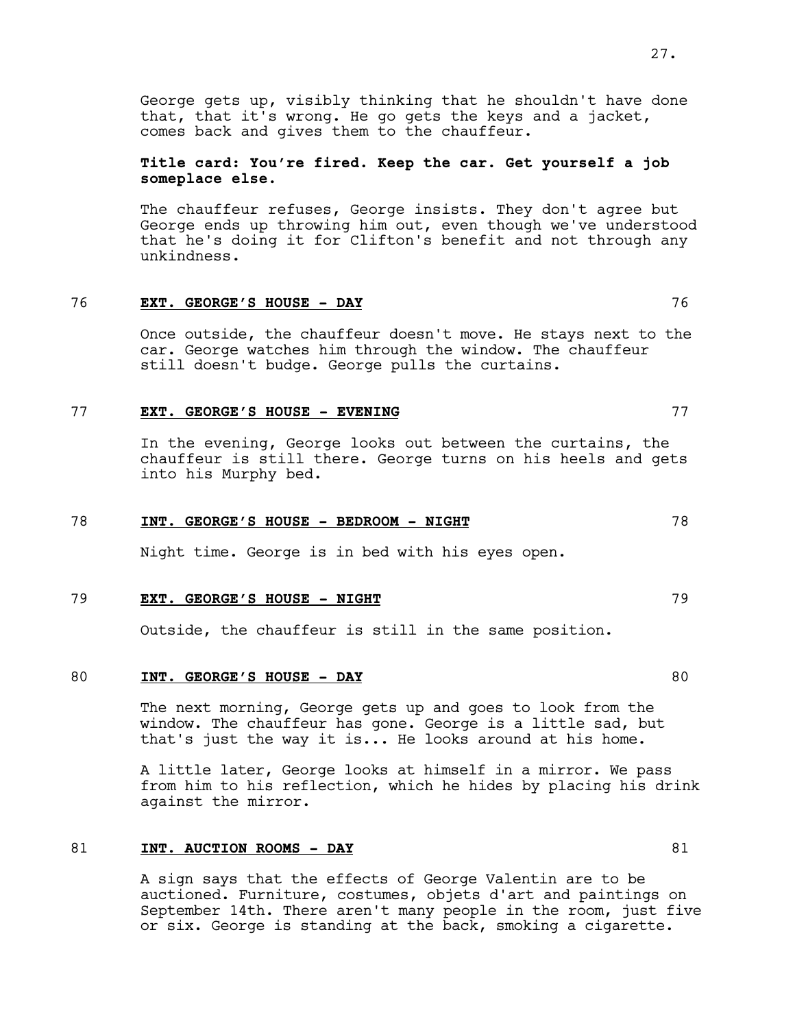George gets up, visibly thinking that he shouldn't have done that, that it's wrong. He go gets the keys and a jacket, comes back and gives them to the chauffeur.

**Title card: You're fired. Keep the car. Get yourself a job someplace else.**

The chauffeur refuses, George insists. They don't agree but George ends up throwing him out, even though we've understood that he's doing it for Clifton's benefit and not through any unkindness.

76 **EXT. GEORGE'S HOUSE - DAY** 76

Once outside, the chauffeur doesn't move. He stays next to the car. George watches him through the window. The chauffeur still doesn't budge. George pulls the curtains.

77 **EXT. GEORGE'S HOUSE - EVENING** 77

In the evening, George looks out between the curtains, the chauffeur is still there. George turns on his heels and gets into his Murphy bed.

78 **INT. GEORGE'S HOUSE - BEDROOM - NIGHT** 78

Night time. George is in bed with his eyes open.

79 **EXT. GEORGE'S HOUSE - NIGHT** 79

Outside, the chauffeur is still in the same position.

80 **INT. GEORGE'S HOUSE - DAY** 80

The next morning, George gets up and goes to look from the window. The chauffeur has gone. George is a little sad, but that's just the way it is... He looks around at his home.

A little later, George looks at himself in a mirror. We pass from him to his reflection, which he hides by placing his drink against the mirror.

81 **INT. AUCTION ROOMS - DAY** 81

A sign says that the effects of George Valentin are to be auctioned. Furniture, costumes, objets d'art and paintings on September 14th. There aren't many people in the room, just five or six. George is standing at the back, smoking a cigarette.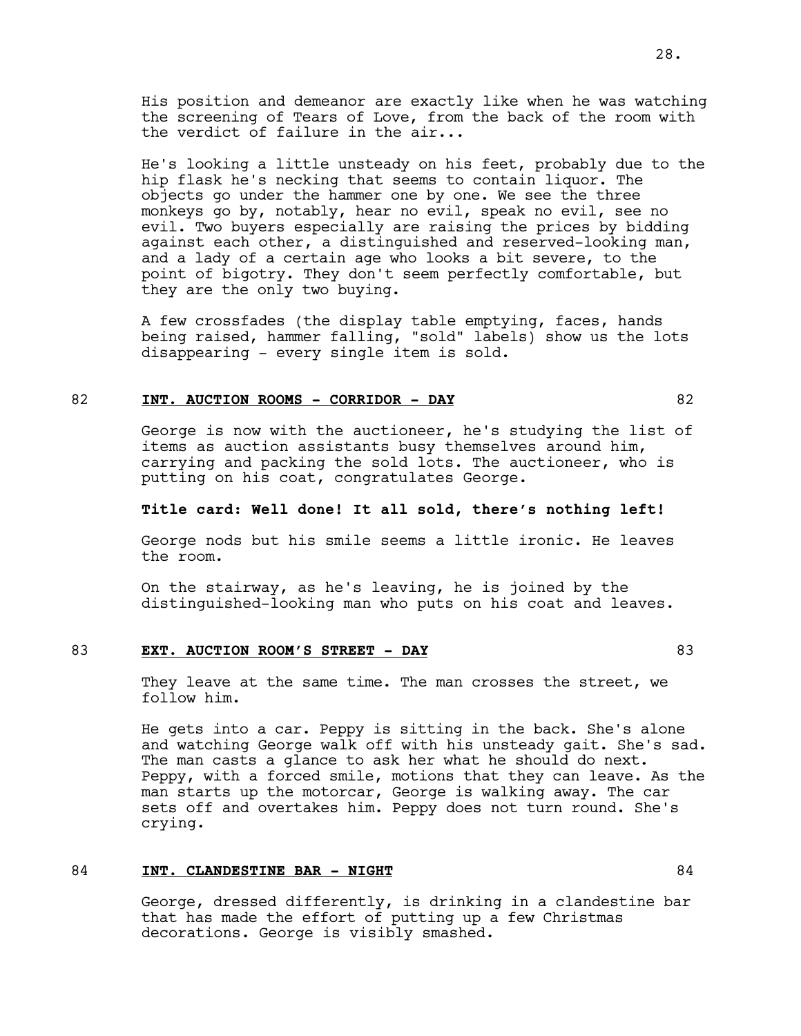His position and demeanor are exactly like when he was watching the screening of Tears of Love, from the back of the room with the verdict of failure in the air...

He's looking a little unsteady on his feet, probably due to the hip flask he's necking that seems to contain liquor. The objects go under the hammer one by one. We see the three monkeys go by, notably, hear no evil, speak no evil, see no evil. Two buyers especially are raising the prices by bidding against each other, a distinguished and reserved-looking man, and a lady of a certain age who looks a bit severe, to the point of bigotry. They don't seem perfectly comfortable, but they are the only two buying.

A few crossfades (the display table emptying, faces, hands being raised, hammer falling, "sold" labels) show us the lots disappearing - every single item is sold.

## 82 INT. AUCTION ROOMS - CORRIDOR - DAY 82

George is now with the auctioneer, he's studying the list of items as auction assistants busy themselves around him, carrying and packing the sold lots. The auctioneer, who is putting on his coat, congratulates George.

**Title card: Well done! It all sold, there's nothing left!**

George nods but his smile seems a little ironic. He leaves the room.

On the stairway, as he's leaving, he is joined by the distinguished-looking man who puts on his coat and leaves.

## 83 EXT. AUCTION ROOM'S STREET - DAY 83

They leave at the same time. The man crosses the street, we follow him.

He gets into a car. Peppy is sitting in the back. She's alone and watching George walk off with his unsteady gait. She's sad. The man casts a glance to ask her what he should do next. Peppy, with a forced smile, motions that they can leave. As the man starts up the motorcar, George is walking away. The car sets off and overtakes him. Peppy does not turn round. She's crying.

## 84 INT. CLANDESTINE BAR - NIGHT 84

George, dressed differently, is drinking in a clandestine bar that has made the effort of putting up a few Christmas decorations. George is visibly smashed.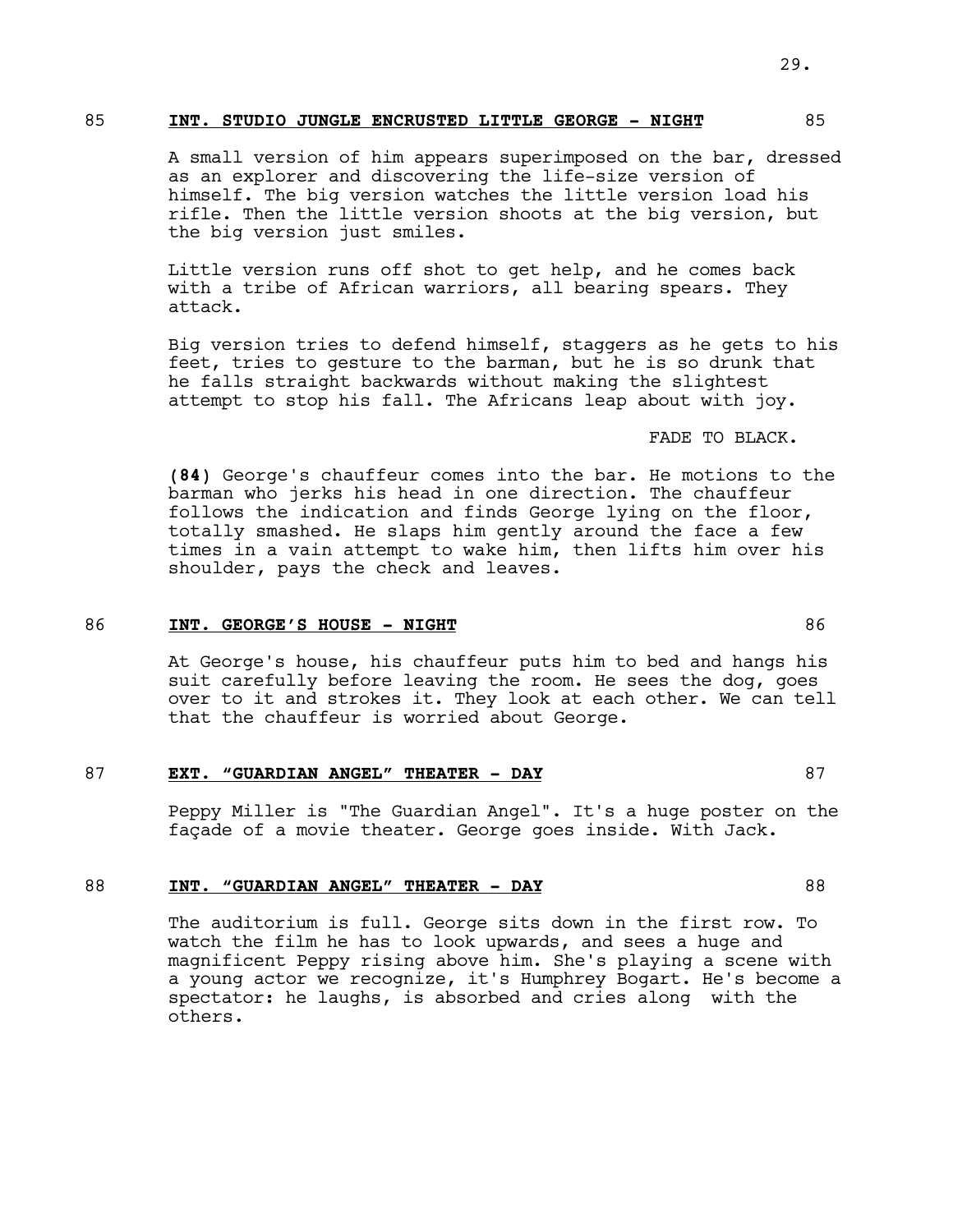85 **INT. STUDIO JUNGLE ENCRUSTED LITTLE GEORGE - NIGHT** 85

A small version of him appears superimposed on the bar, dressed as an explorer and discovering the life-size version of himself. The big version watches the little version load his rifle. Then the little version shoots at the big version, but the big version just smiles.

Little version runs off shot to get help, and he comes back with a tribe of African warriors, all bearing spears. They attack.

Big version tries to defend himself, staggers as he gets to his feet, tries to gesture to the barman, but he is so drunk that he falls straight backwards without making the slightest attempt to stop his fall. The Africans leap about with joy.

FADE TO BLACK.

**(84)** George's chauffeur comes into the bar. He motions to the barman who jerks his head in one direction. The chauffeur follows the indication and finds George lying on the floor, totally smashed. He slaps him gently around the face a few times in a vain attempt to wake him, then lifts him over his shoulder, pays the check and leaves.

86 **INT. GEORGE'S HOUSE - NIGHT** 86

At George's house, his chauffeur puts him to bed and hangs his suit carefully before leaving the room. He sees the dog, goes over to it and strokes it. They look at each other. We can tell that the chauffeur is worried about George.

87 **EXT. "GUARDIAN ANGEL" THEATER - DAY** 87

Peppy Miller is "The Guardian Angel". It's a huge poster on the façade of a movie theater. George goes inside. With Jack.

88 **INT. "GUARDIAN ANGEL" THEATER - DAY** 88

The auditorium is full. George sits down in the first row. To watch the film he has to look upwards, and sees a huge and magnificent Peppy rising above him. She's playing a scene with a young actor we recognize, it's Humphrey Bogart. He's become a spectator: he laughs, is absorbed and cries along with the others.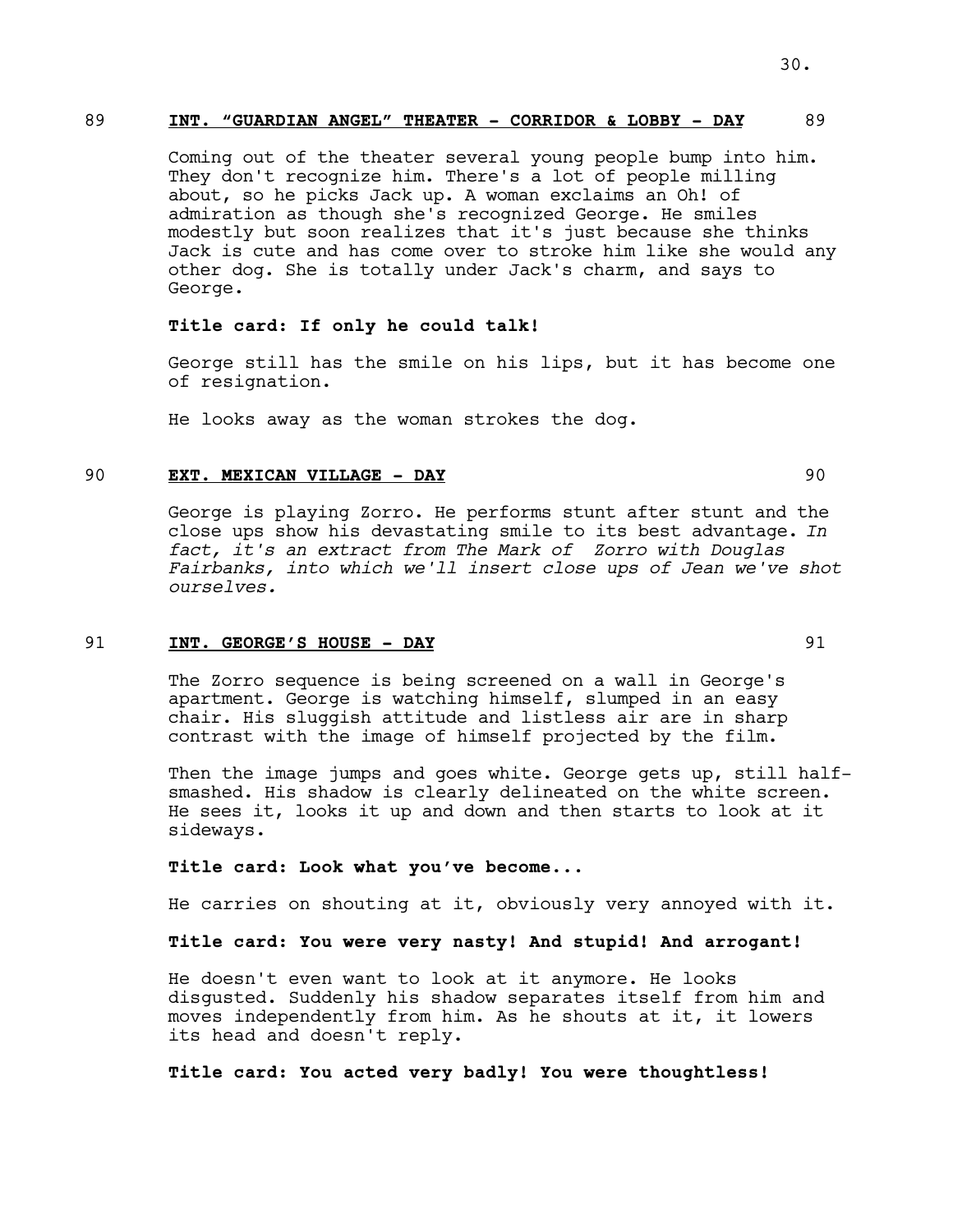89 **INT. "GUARDIAN ANGEL" THEATER - CORRIDOR & LOBBY - DAY** 89

Coming out of the theater several young people bump into him. They don't recognize him. There's a lot of people milling about, so he picks Jack up. A woman exclaims an Oh! of admiration as though she's recognized George. He smiles modestly but soon realizes that it's just because she thinks Jack is cute and has come over to stroke him like she would any other dog. She is totally under Jack's charm, and says to George.

**Title card: If only he could talk!**

George still has the smile on his lips, but it has become one of resignation.

He looks away as the woman strokes the dog.

90 **EXT. MEXICAN VILLAGE - DAY** 90

George is playing Zorro. He performs stunt after stunt and the close ups show his devastating smile to its best advantage. *In fact, it's an extract from The Mark of Zorro with Douglas Fairbanks, into which we'll insert close ups of Jean we've shot ourselves.*

91 **INT. GEORGE'S HOUSE - DAY** 91

The Zorro sequence is being screened on a wall in George's apartment. George is watching himself, slumped in an easy chair. His sluggish attitude and listless air are in sharp contrast with the image of himself projected by the film.

Then the image jumps and goes white. George gets up, still half-smashed. His shadow is clearly delineated on the white screen. He sees it, looks it up and down and then starts to look at it sideways.

**Title card: Look what you've become...**

He carries on shouting at it, obviously very annoyed with it.

**Title card: You were very nasty! And stupid! And arrogant!**

He doesn't even want to look at it anymore. He looks disgusted. Suddenly his shadow separates itself from him and moves independently from him. As he shouts at it, it lowers its head and doesn't reply.

**Title card: You acted very badly! You were thoughtless!**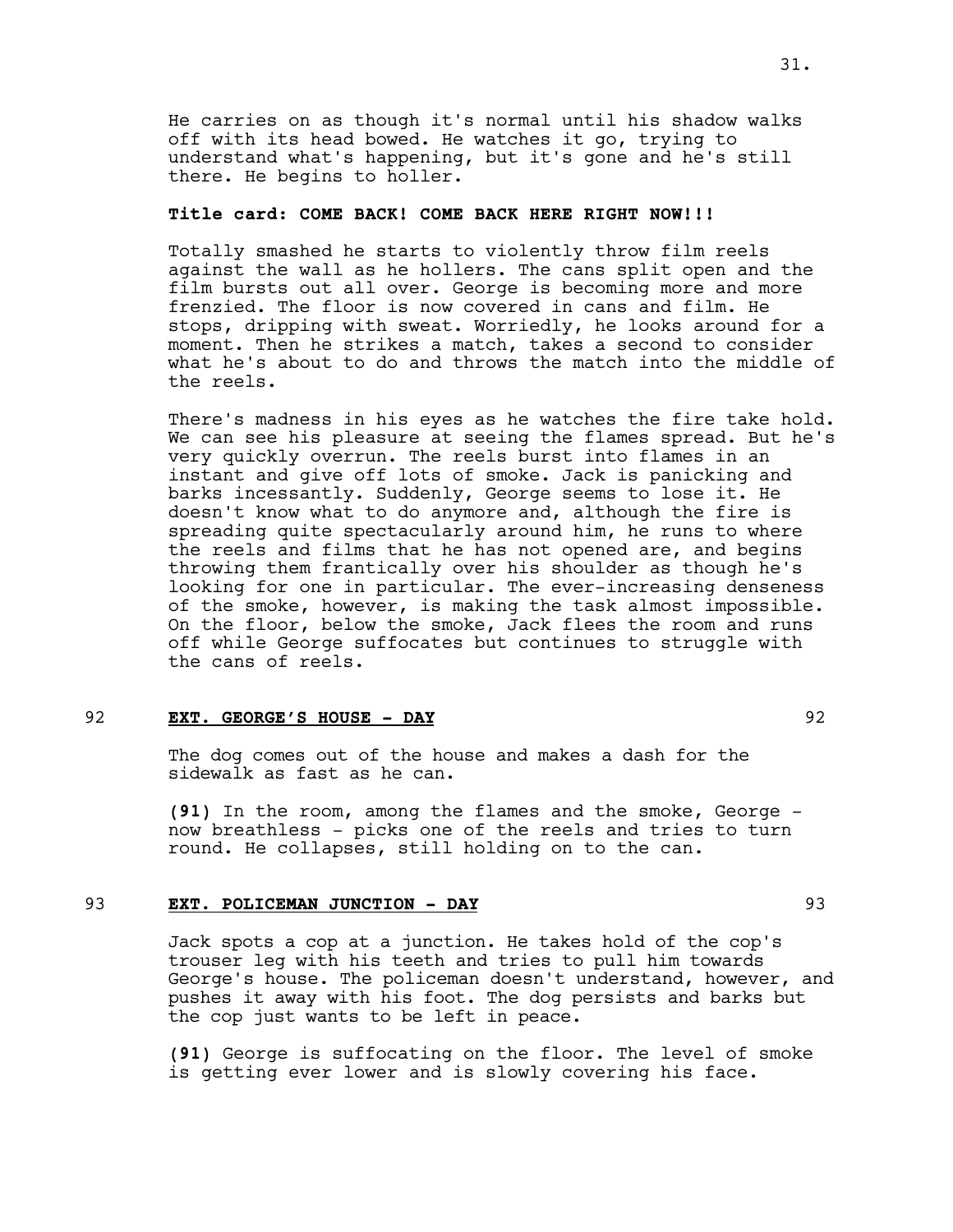He carries on as though it's normal until his shadow walks off with its head bowed. He watches it go, trying to understand what's happening, but it's gone and he's still there. He begins to holler.

**Title card: COME BACK! COME BACK HERE RIGHT NOW!!!**

Totally smashed he starts to violently throw film reels against the wall as he hollers. The cans split open and the film bursts out all over. George is becoming more and more frenzied. The floor is now covered in cans and film. He stops, dripping with sweat. Worriedly, he looks around for a moment. Then he strikes a match, takes a second to consider what he's about to do and throws the match into the middle of the reels.

There's madness in his eyes as he watches the fire take hold. We can see his pleasure at seeing the flames spread. But he's very quickly overrun. The reels burst into flames in an instant and give off lots of smoke. Jack is panicking and barks incessantly. Suddenly, George seems to lose it. He doesn't know what to do anymore and, although the fire is spreading quite spectacularly around him, he runs to where the reels and films that he has not opened are, and begins throwing them frantically over his shoulder as though he's looking for one in particular. The ever-increasing denseness of the smoke, however, is making the task almost impossible. On the floor, below the smoke, Jack flees the room and runs off while George suffocates but continues to struggle with the cans of reels.

92 **EXT. GEORGE'S HOUSE - DAY** 92

The dog comes out of the house and makes a dash for the sidewalk as fast as he can.

**(91)** In the room, among the flames and the smoke, George - now breathless - picks one of the reels and tries to turn round. He collapses, still holding on to the can.

93 **EXT. POLICEMAN JUNCTION - DAY** 93

Jack spots a cop at a junction. He takes hold of the cop's trouser leg with his teeth and tries to pull him towards George's house. The policeman doesn't understand, however, and pushes it away with his foot. The dog persists and barks but the cop just wants to be left in peace.

**(91)** George is suffocating on the floor. The level of smoke is getting ever lower and is slowly covering his face.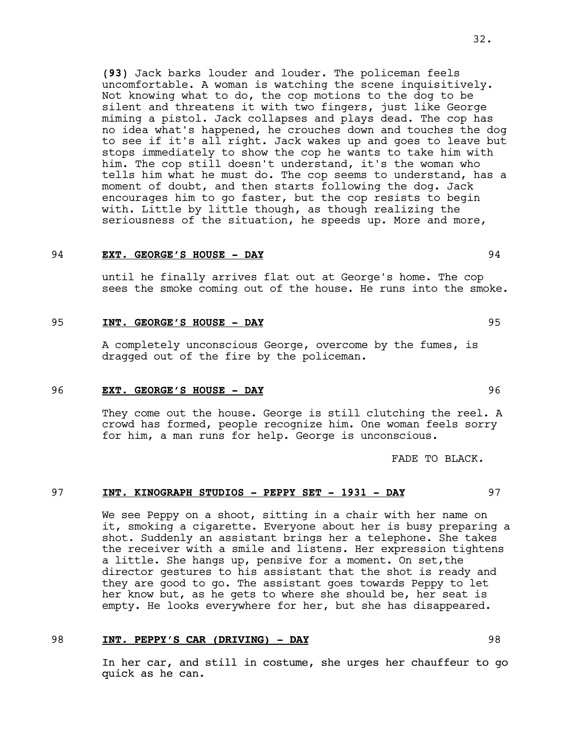**(93)** Jack barks louder and louder. The policeman feels uncomfortable. A woman is watching the scene inquisitively. Not knowing what to do, the cop motions to the dog to be silent and threatens it with two fingers, just like George miming a pistol. Jack collapses and plays dead. The cop has no idea what's happened, he crouches down and touches the dog to see if it's all right. Jack wakes up and goes to leave but stops immediately to show the cop he wants to take him with him. The cop still doesn't understand, it's the woman who tells him what he must do. The cop seems to understand, has a moment of doubt, and then starts following the dog. Jack encourages him to go faster, but the cop resists to begin with. Little by little though, as though realizing the seriousness of the situation, he speeds up. More and more,

94 **EXT. GEORGE'S HOUSE - DAY** 94

until he finally arrives flat out at George's home. The cop sees the smoke coming out of the house. He runs into the smoke.

95 **INT. GEORGE'S HOUSE - DAY** 95

A completely unconscious George, overcome by the fumes, is dragged out of the fire by the policeman.

96 **EXT. GEORGE'S HOUSE - DAY** 96

They come out the house. George is still clutching the reel. A crowd has formed, people recognize him. One woman feels sorry for him, a man runs for help. George is unconscious.

FADE TO BLACK.

97 **INT. KINOGRAPH STUDIOS - PEPPY SET - 1931 - DAY** 97

We see Peppy on a shoot, sitting in a chair with her name on it, smoking a cigarette. Everyone about her is busy preparing a shot. Suddenly an assistant brings her a telephone. She takes the receiver with a smile and listens. Her expression tightens a little. She hangs up, pensive for a moment. On set,the director gestures to his assistant that the shot is ready and they are good to go. The assistant goes towards Peppy to let her know but, as he gets to where she should be, her seat is empty. He looks everywhere for her, but she has disappeared.

98 **INT. PEPPY'S CAR (DRIVING) - DAY** 98

In her car, and still in costume, she urges her chauffeur to go quick as he can.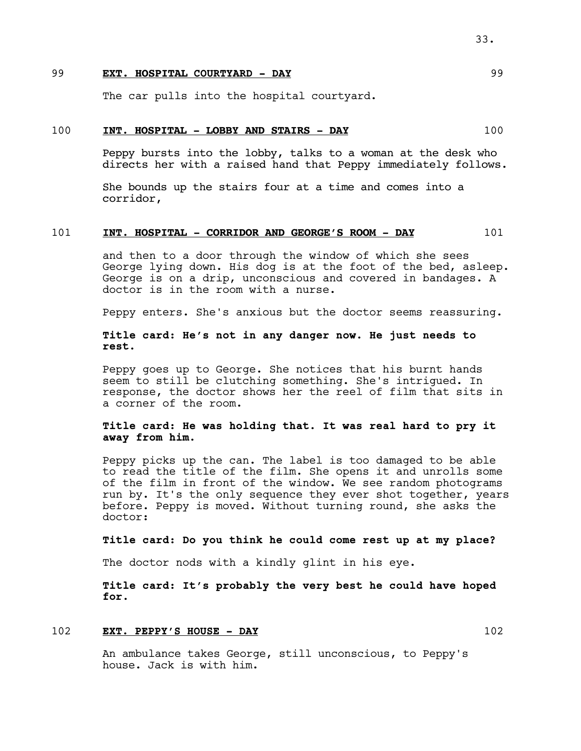99 **EXT. HOSPITAL COURTYARD - DAY** 99

The car pulls into the hospital courtyard.

100 **INT. HOSPITAL - LOBBY AND STAIRS - DAY** 100

Peppy bursts into the lobby, talks to a woman at the desk who directs her with a raised hand that Peppy immediately follows.

She bounds up the stairs four at a time and comes into a corridor,

101 **INT. HOSPITAL - CORRIDOR AND GEORGE'S ROOM - DAY** 101

and then to a door through the window of which she sees George lying down. His dog is at the foot of the bed, asleep. George is on a drip, unconscious and covered in bandages. A doctor is in the room with a nurse.

Peppy enters. She's anxious but the doctor seems reassuring.

**Title card: He's not in any danger now. He just needs to rest.**

Peppy goes up to George. She notices that his burnt hands seem to still be clutching something. She's intrigued. In response, the doctor shows her the reel of film that sits in a corner of the room.

**Title card: He was holding that. It was real hard to pry it away from him.**

Peppy picks up the can. The label is too damaged to be able to read the title of the film. She opens it and unrolls some of the film in front of the window. We see random photograms run by. It's the only sequence they ever shot together, years before. Peppy is moved. Without turning round, she asks the doctor:

**Title card: Do you think he could come rest up at my place?**

The doctor nods with a kindly glint in his eye.

**Title card: It's probably the very best he could have hoped for.**

102 **EXT. PEPPY'S HOUSE - DAY** 102

An ambulance takes George, still unconscious, to Peppy's house. Jack is with him.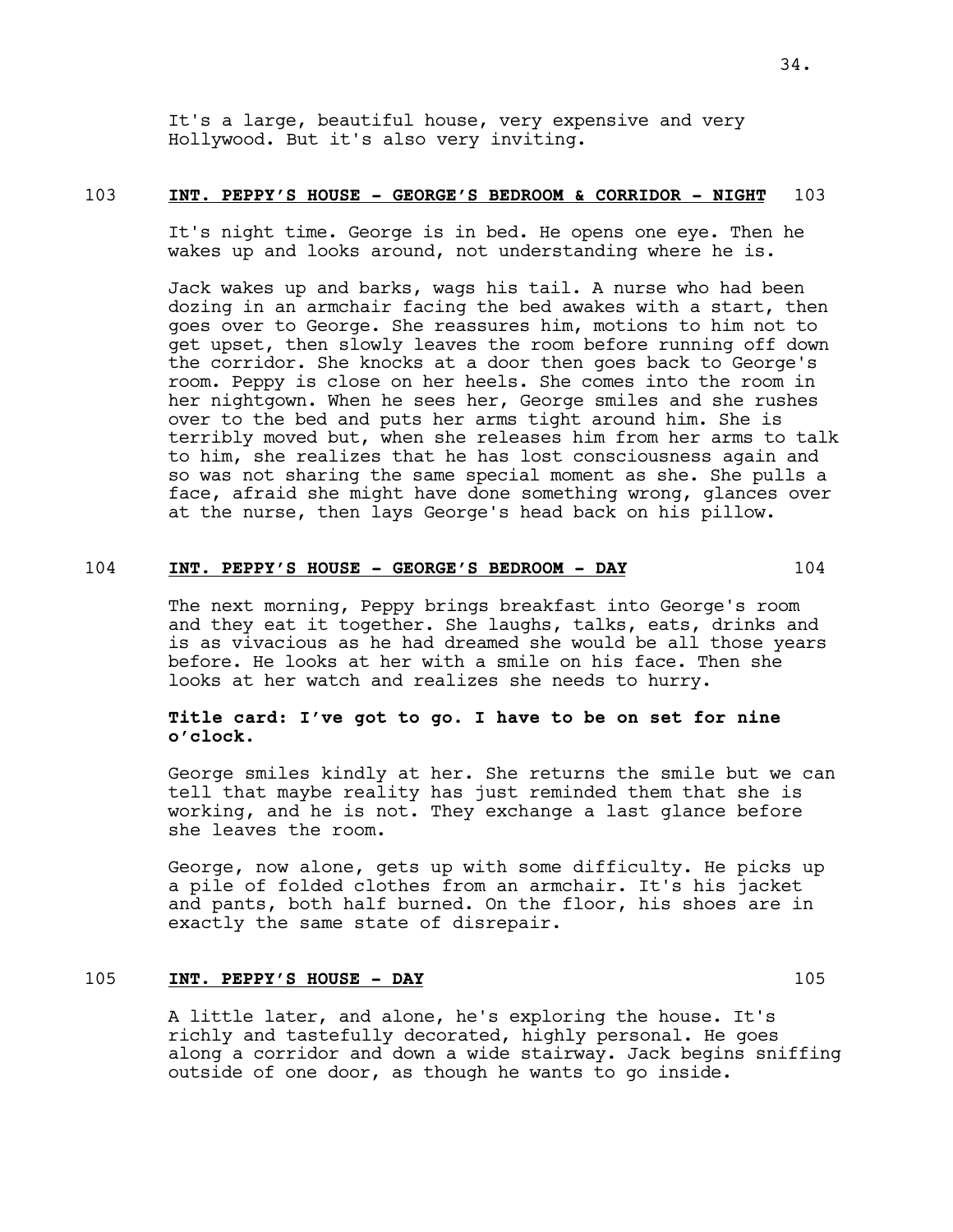It's a large, beautiful house, very expensive and very Hollywood. But it's also very inviting.

103 **INT. PEPPY'S HOUSE - GEORGE'S BEDROOM & CORRIDOR - NIGHT** 103

It's night time. George is in bed. He opens one eye. Then he wakes up and looks around, not understanding where he is.

Jack wakes up and barks, wags his tail. A nurse who had been dozing in an armchair facing the bed awakes with a start, then goes over to George. She reassures him, motions to him not to get upset, then slowly leaves the room before running off down the corridor. She knocks at a door then goes back to George's room. Peppy is close on her heels. She comes into the room in her nightgown. When he sees her, George smiles and she rushes over to the bed and puts her arms tight around him. She is terribly moved but, when she releases him from her arms to talk to him, she realizes that he has lost consciousness again and so was not sharing the same special moment as she. She pulls a face, afraid she might have done something wrong, glances over at the nurse, then lays George's head back on his pillow.

104 **INT. PEPPY'S HOUSE - GEORGE'S BEDROOM - DAY** 104

The next morning, Peppy brings breakfast into George's room and they eat it together. She laughs, talks, eats, drinks and is as vivacious as he had dreamed she would be all those years before. He looks at her with a smile on his face. Then she looks at her watch and realizes she needs to hurry.

**Title card: I've got to go. I have to be on set for nine o'clock.**

George smiles kindly at her. She returns the smile but we can tell that maybe reality has just reminded them that she is working, and he is not. They exchange a last glance before she leaves the room.

George, now alone, gets up with some difficulty. He picks up a pile of folded clothes from an armchair. It's his jacket and pants, both half burned. On the floor, his shoes are in exactly the same state of disrepair.

105 **INT. PEPPY'S HOUSE - DAY** 105

A little later, and alone, he's exploring the house. It's richly and tastefully decorated, highly personal. He goes along a corridor and down a wide stairway. Jack begins sniffing outside of one door, as though he wants to go inside.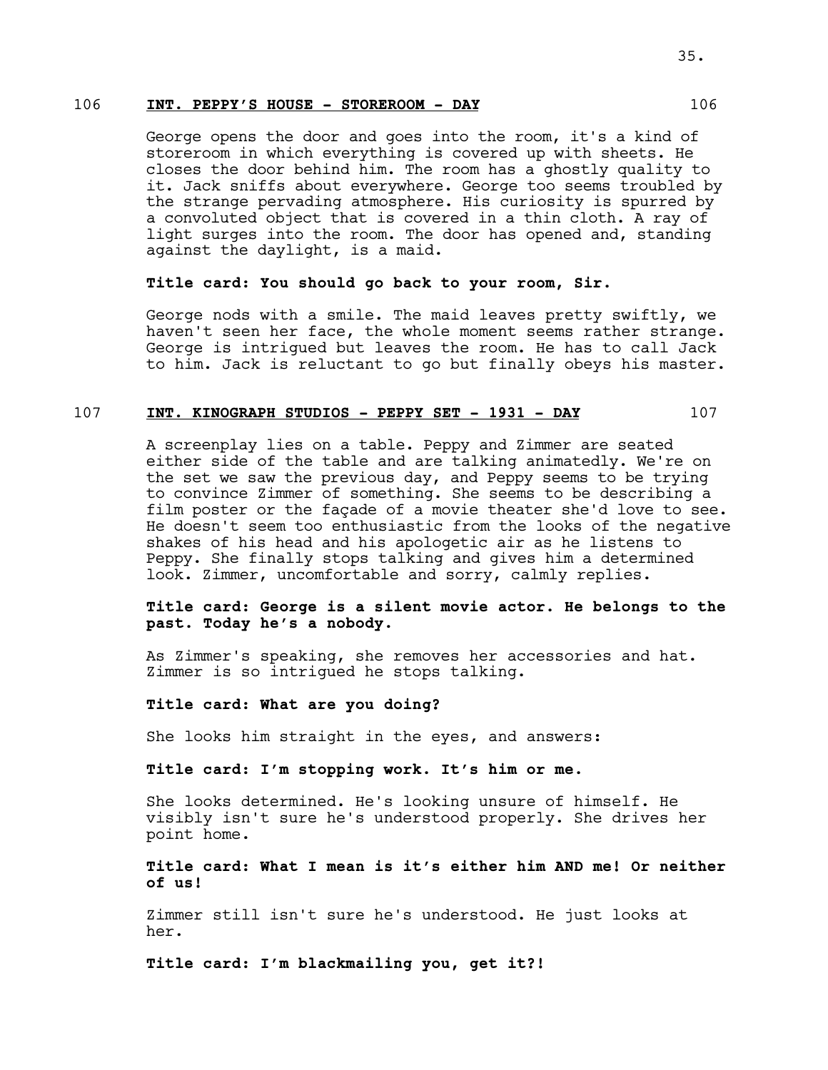## 106 **INT. PEPPY'S HOUSE - STOREROOM - DAY** 106

George opens the door and goes into the room, it's a kind of storeroom in which everything is covered up with sheets. He closes the door behind him. The room has a ghostly quality to it. Jack sniffs about everywhere. George too seems troubled by the strange pervading atmosphere. His curiosity is spurred by a convoluted object that is covered in a thin cloth. A ray of light surges into the room. The door has opened and, standing against the daylight, is a maid.

**Title card: You should go back to your room, Sir.**

George nods with a smile. The maid leaves pretty swiftly, we haven't seen her face, the whole moment seems rather strange. George is intrigued but leaves the room. He has to call Jack to him. Jack is reluctant to go but finally obeys his master.

## 107 **INT. KINOGRAPH STUDIOS - PEPPY SET - 1931 - DAY** 107

A screenplay lies on a table. Peppy and Zimmer are seated either side of the table and are talking animatedly. We're on the set we saw the previous day, and Peppy seems to be trying to convince Zimmer of something. She seems to be describing a film poster or the façade of a movie theater she'd love to see. He doesn't seem too enthusiastic from the looks of the negative shakes of his head and his apologetic air as he listens to Peppy. She finally stops talking and gives him a determined look. Zimmer, uncomfortable and sorry, calmly replies.

**Title card: George is a silent movie actor. He belongs to the past. Today he's a nobody.**

As Zimmer's speaking, she removes her accessories and hat. Zimmer is so intrigued he stops talking.

**Title card: What are you doing?**

She looks him straight in the eyes, and answers:

**Title card: I'm stopping work. It's him or me.**

She looks determined. He's looking unsure of himself. He visibly isn't sure he's understood properly. She drives her point home.

**Title card: What I mean is it's either him AND me! Or neither of us!**

Zimmer still isn't sure he's understood. He just looks at her.

**Title card: I'm blackmailing you, get it?!**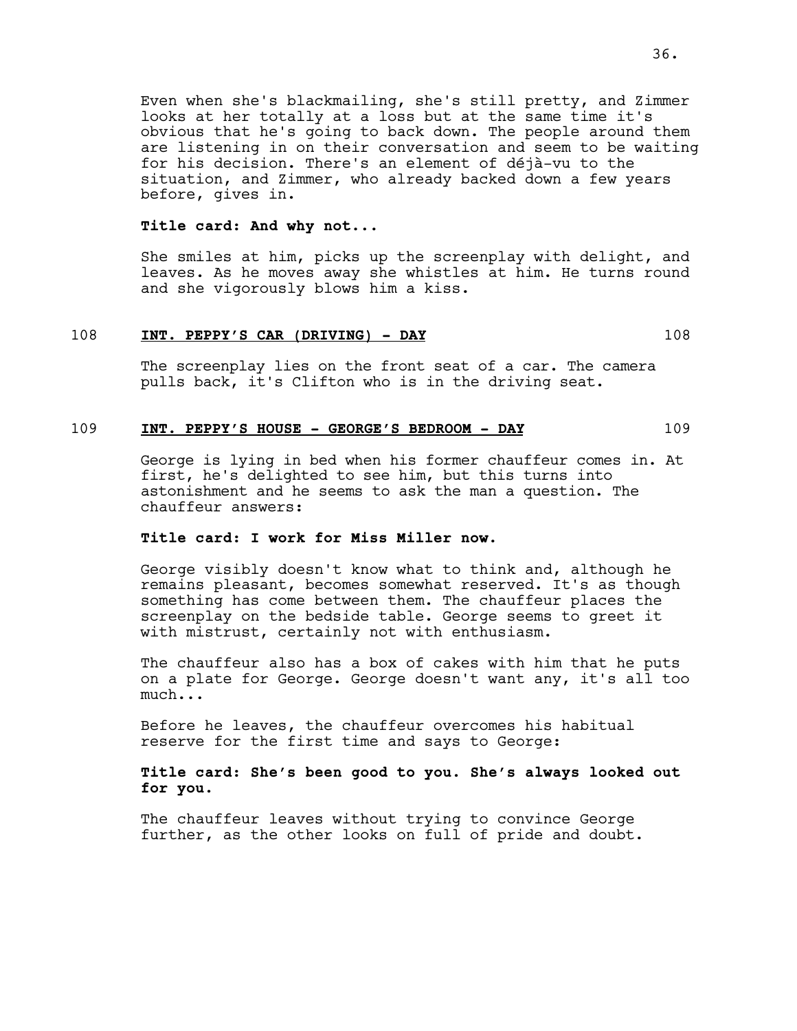Even when she's blackmailing, she's still pretty, and Zimmer looks at her totally at a loss but at the same time it's obvious that he's going to back down. The people around them are listening in on their conversation and seem to be waiting for his decision. There's an element of déjà-vu to the situation, and Zimmer, who already backed down a few years before, gives in.

**Title card: And why not...**

She smiles at him, picks up the screenplay with delight, and leaves. As he moves away she whistles at him. He turns round and she vigorously blows him a kiss.

108 **INT. PEPPY'S CAR (DRIVING) - DAY** 108

The screenplay lies on the front seat of a car. The camera pulls back, it's Clifton who is in the driving seat.

109 **INT. PEPPY'S HOUSE - GEORGE'S BEDROOM - DAY** 109

George is lying in bed when his former chauffeur comes in. At first, he's delighted to see him, but this turns into astonishment and he seems to ask the man a question. The chauffeur answers:

**Title card: I work for Miss Miller now.**

George visibly doesn't know what to think and, although he remains pleasant, becomes somewhat reserved. It's as though something has come between them. The chauffeur places the screenplay on the bedside table. George seems to greet it with mistrust, certainly not with enthusiasm.

The chauffeur also has a box of cakes with him that he puts on a plate for George. George doesn't want any, it's all too much...

Before he leaves, the chauffeur overcomes his habitual reserve for the first time and says to George:

**Title card: She's been good to you. She's always looked out for you.**

The chauffeur leaves without trying to convince George further, as the other looks on full of pride and doubt.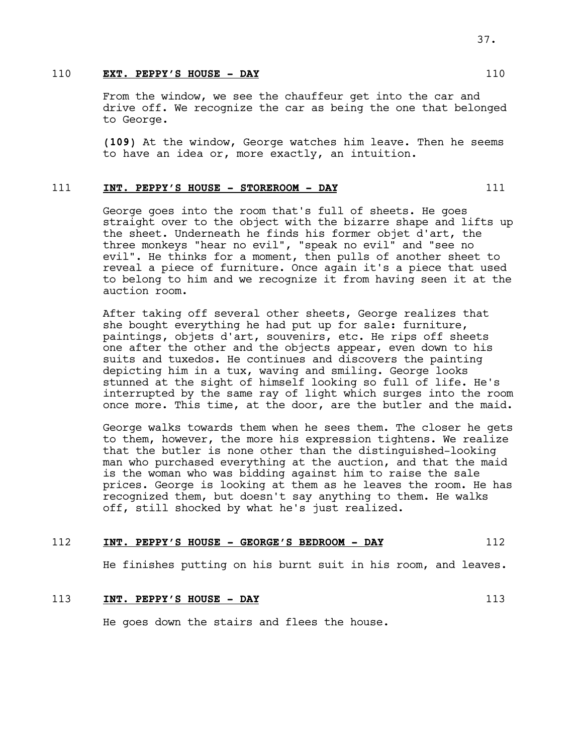110 **EXT. PEPPY'S HOUSE - DAY** 110

From the window, we see the chauffeur get into the car and drive off. We recognize the car as being the one that belonged to George.

**(109)** At the window, George watches him leave. Then he seems to have an idea or, more exactly, an intuition.

111 **INT. PEPPY'S HOUSE - STOREROOM - DAY** 111

George goes into the room that's full of sheets. He goes straight over to the object with the bizarre shape and lifts up the sheet. Underneath he finds his former objet d'art, the three monkeys "hear no evil", "speak no evil" and "see no evil". He thinks for a moment, then pulls of another sheet to reveal a piece of furniture. Once again it's a piece that used to belong to him and we recognize it from having seen it at the auction room.

After taking off several other sheets, George realizes that she bought everything he had put up for sale: furniture, paintings, objets d'art, souvenirs, etc. He rips off sheets one after the other and the objects appear, even down to his suits and tuxedos. He continues and discovers the painting depicting him in a tux, waving and smiling. George looks stunned at the sight of himself looking so full of life. He's interrupted by the same ray of light which surges into the room once more. This time, at the door, are the butler and the maid.

George walks towards them when he sees them. The closer he gets to them, however, the more his expression tightens. We realize that the butler is none other than the distinguished-looking man who purchased everything at the auction, and that the maid is the woman who was bidding against him to raise the sale prices. George is looking at them as he leaves the room. He has recognized them, but doesn't say anything to them. He walks off, still shocked by what he's just realized.

112 **INT. PEPPY'S HOUSE - GEORGE'S BEDROOM - DAY** 112

He finishes putting on his burnt suit in his room, and leaves.

113 **INT. PEPPY'S HOUSE - DAY** 113

He goes down the stairs and flees the house.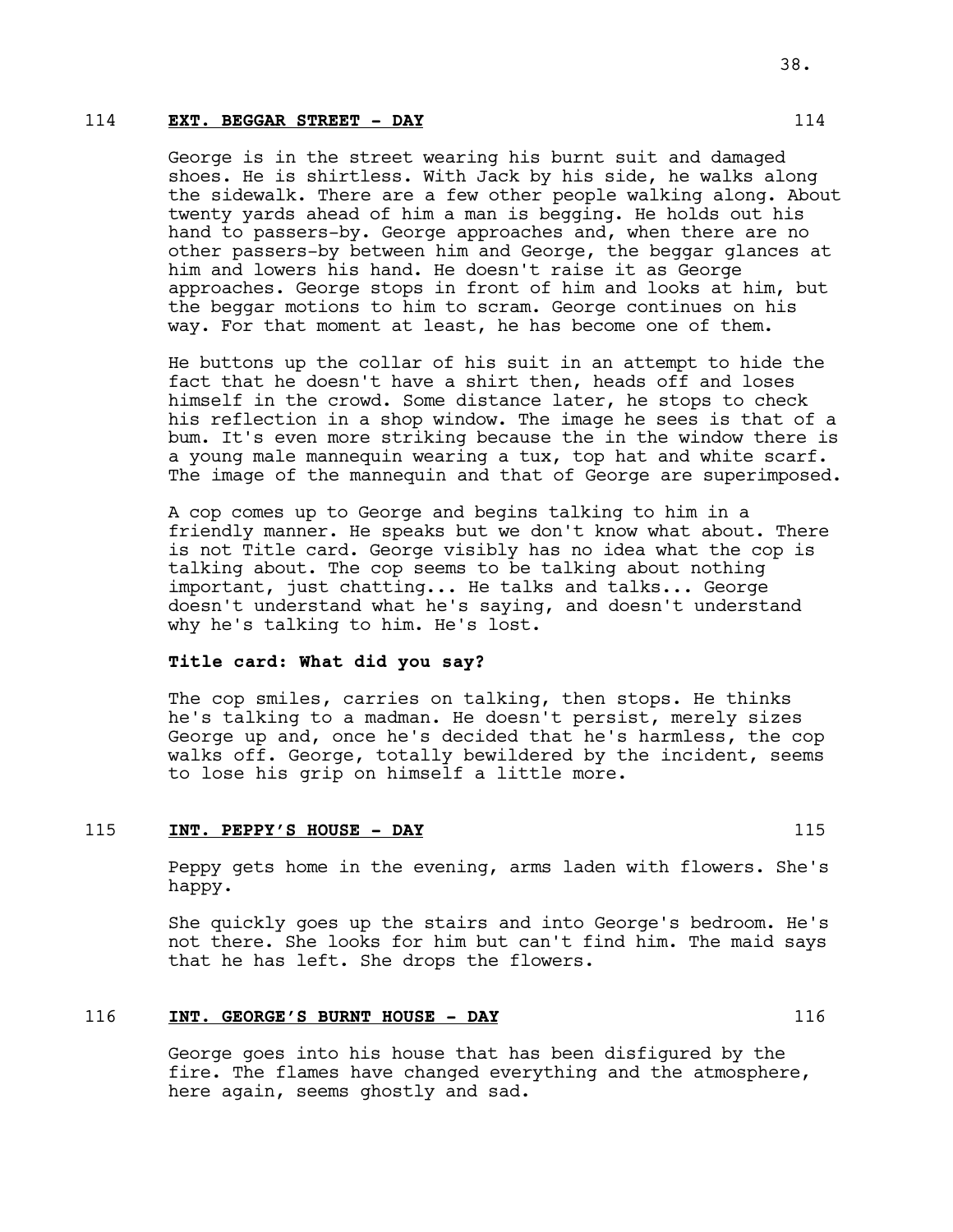114 **EXT. BEGGAR STREET - DAY** 114

George is in the street wearing his burnt suit and damaged shoes. He is shirtless. With Jack by his side, he walks along the sidewalk. There are a few other people walking along. About twenty yards ahead of him a man is begging. He holds out his hand to passers-by. George approaches and, when there are no other passers-by between him and George, the beggar glances at him and lowers his hand. He doesn't raise it as George approaches. George stops in front of him and looks at him, but the beggar motions to him to scram. George continues on his way. For that moment at least, he has become one of them.

He buttons up the collar of his suit in an attempt to hide the fact that he doesn't have a shirt then, heads off and loses himself in the crowd. Some distance later, he stops to check his reflection in a shop window. The image he sees is that of a bum. It's even more striking because the in the window there is a young male mannequin wearing a tux, top hat and white scarf. The image of the mannequin and that of George are superimposed.

A cop comes up to George and begins talking to him in a friendly manner. He speaks but we don't know what about. There is not Title card. George visibly has no idea what the cop is talking about. The cop seems to be talking about nothing important, just chatting... He talks and talks... George doesn't understand what he's saying, and doesn't understand why he's talking to him. He's lost.

**Title card: What did you say?**

The cop smiles, carries on talking, then stops. He thinks he's talking to a madman. He doesn't persist, merely sizes George up and, once he's decided that he's harmless, the cop walks off. George, totally bewildered by the incident, seems to lose his grip on himself a little more.

115 **INT. PEPPY'S HOUSE - DAY** 115

Peppy gets home in the evening, arms laden with flowers. She's happy.

She quickly goes up the stairs and into George's bedroom. He's not there. She looks for him but can't find him. The maid says that he has left. She drops the flowers.

116 **INT. GEORGE'S BURNT HOUSE - DAY** 116

George goes into his house that has been disfigured by the fire. The flames have changed everything and the atmosphere, here again, seems ghostly and sad.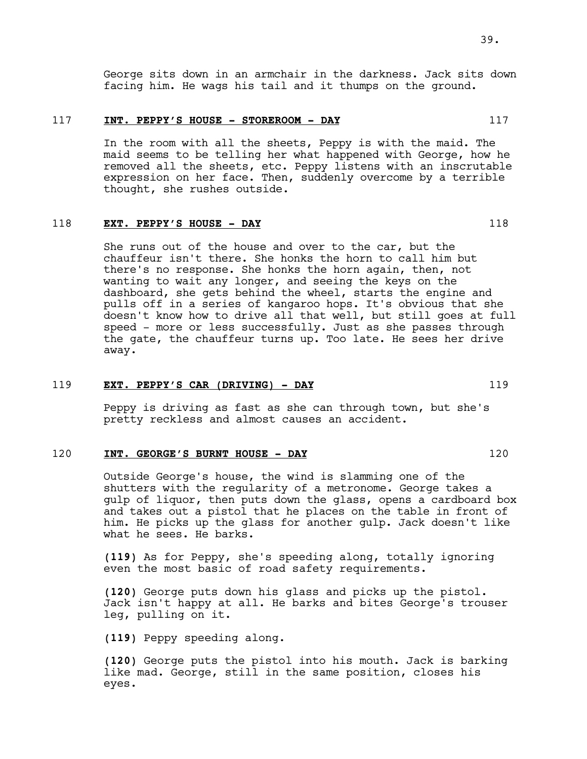George sits down in an armchair in the darkness. Jack sits down facing him. He wags his tail and it thumps on the ground.

117 **INT. PEPPY'S HOUSE - STOREROOM - DAY** 117

In the room with all the sheets, Peppy is with the maid. The maid seems to be telling her what happened with George, how he removed all the sheets, etc. Peppy listens with an inscrutable expression on her face. Then, suddenly overcome by a terrible thought, she rushes outside.

118 **EXT. PEPPY'S HOUSE - DAY** 118

She runs out of the house and over to the car, but the chauffeur isn't there. She honks the horn to call him but there's no response. She honks the horn again, then, not wanting to wait any longer, and seeing the keys on the dashboard, she gets behind the wheel, starts the engine and pulls off in a series of kangaroo hops. It's obvious that she doesn't know how to drive all that well, but still goes at full speed - more or less successfully. Just as she passes through the gate, the chauffeur turns up. Too late. He sees her drive away.

119 **EXT. PEPPY'S CAR (DRIVING) - DAY** 119

Peppy is driving as fast as she can through town, but she's pretty reckless and almost causes an accident.

120 **INT. GEORGE'S BURNT HOUSE - DAY** 120

Outside George's house, the wind is slamming one of the shutters with the regularity of a metronome. George takes a gulp of liquor, then puts down the glass, opens a cardboard box and takes out a pistol that he places on the table in front of him. He picks up the glass for another gulp. Jack doesn't like what he sees. He barks.

**(119)** As for Peppy, she's speeding along, totally ignoring even the most basic of road safety requirements.

**(120)** George puts down his glass and picks up the pistol. Jack isn't happy at all. He barks and bites George's trouser leg, pulling on it.

**(119)** Peppy speeding along.

**(120)** George puts the pistol into his mouth. Jack is barking like mad. George, still in the same position, closes his eyes.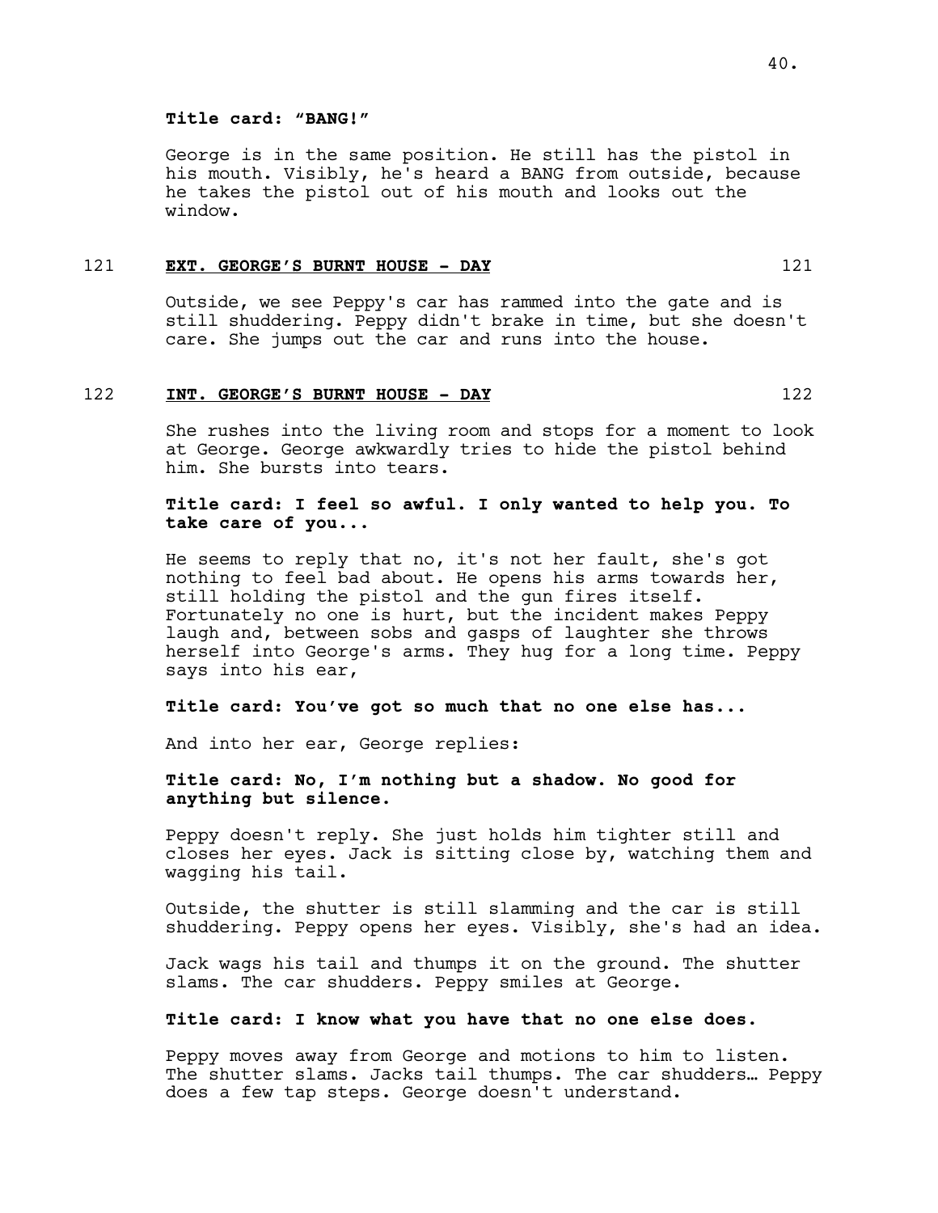**Title card: "BANG!"**

George is in the same position. He still has the pistol in his mouth. Visibly, he's heard a BANG from outside, because he takes the pistol out of his mouth and looks out the window.

121 **EXT. GEORGE'S BURNT HOUSE - DAY** 121

Outside, we see Peppy's car has rammed into the gate and is still shuddering. Peppy didn't brake in time, but she doesn't care. She jumps out the car and runs into the house.

122 **INT. GEORGE'S BURNT HOUSE - DAY** 122

She rushes into the living room and stops for a moment to look at George. George awkwardly tries to hide the pistol behind him. She bursts into tears.

**Title card: I feel so awful. I only wanted to help you. To take care of you...**

He seems to reply that no, it's not her fault, she's got nothing to feel bad about. He opens his arms towards her, still holding the pistol and the gun fires itself. Fortunately no one is hurt, but the incident makes Peppy laugh and, between sobs and gasps of laughter she throws herself into George's arms. They hug for a long time. Peppy says into his ear,

**Title card: You've got so much that no one else has...**

And into her ear, George replies:

**Title card: No, I'm nothing but a shadow. No good for anything but silence.**

Peppy doesn't reply. She just holds him tighter still and closes her eyes. Jack is sitting close by, watching them and wagging his tail.

Outside, the shutter is still slamming and the car is still shuddering. Peppy opens her eyes. Visibly, she's had an idea.

Jack wags his tail and thumps it on the ground. The shutter slams. The car shudders. Peppy smiles at George.

**Title card: I know what you have that no one else does.**

Peppy moves away from George and motions to him to listen. The shutter slams. Jacks tail thumps. The car shudders… Peppy does a few tap steps. George doesn't understand.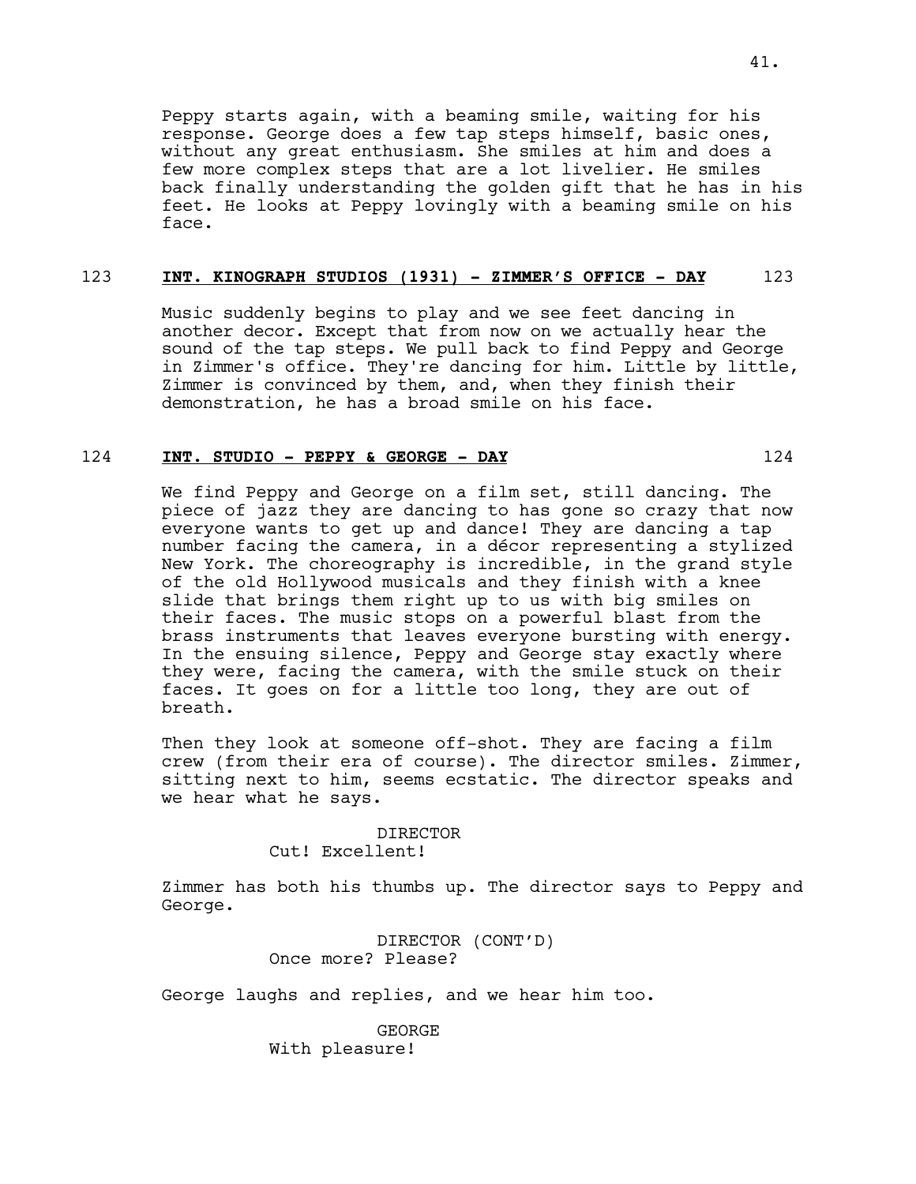Peppy starts again, with a beaming smile, waiting for his response. George does a few tap steps himself, basic ones, without any great enthusiasm. She smiles at him and does a few more complex steps that are a lot livelier. He smiles back finally understanding the golden gift that he has in his feet. He looks at Peppy lovingly with a beaming smile on his face.

123 **INT. KINOGRAPH STUDIOS (1931) - ZIMMER'S OFFICE - DAY** 123

Music suddenly begins to play and we see feet dancing in another decor. Except that from now on we actually hear the sound of the tap steps. We pull back to find Peppy and George in Zimmer's office. They're dancing for him. Little by little, Zimmer is convinced by them, and, when they finish their demonstration, he has a broad smile on his face.

124 **INT. STUDIO - PEPPY & GEORGE - DAY** 124

We find Peppy and George on a film set, still dancing. The piece of jazz they are dancing to has gone so crazy that now everyone wants to get up and dance! They are dancing a tap number facing the camera, in a décor representing a stylized New York. The choreography is incredible, in the grand style of the old Hollywood musicals and they finish with a knee slide that brings them right up to us with big smiles on their faces. The music stops on a powerful blast from the brass instruments that leaves everyone bursting with energy. In the ensuing silence, Peppy and George stay exactly where they were, facing the camera, with the smile stuck on their faces. It goes on for a little too long, they are out of breath.

Then they look at someone off-shot. They are facing a film crew (from their era of course). The director smiles. Zimmer, sitting next to him, seems ecstatic. The director speaks and we hear what he says.

DIRECTOR
Cut! Excellent!

Zimmer has both his thumbs up. The director says to Peppy and George.

DIRECTOR (CONT'D)
Once more? Please?

George laughs and replies, and we hear him too.

GEORGE
With pleasure!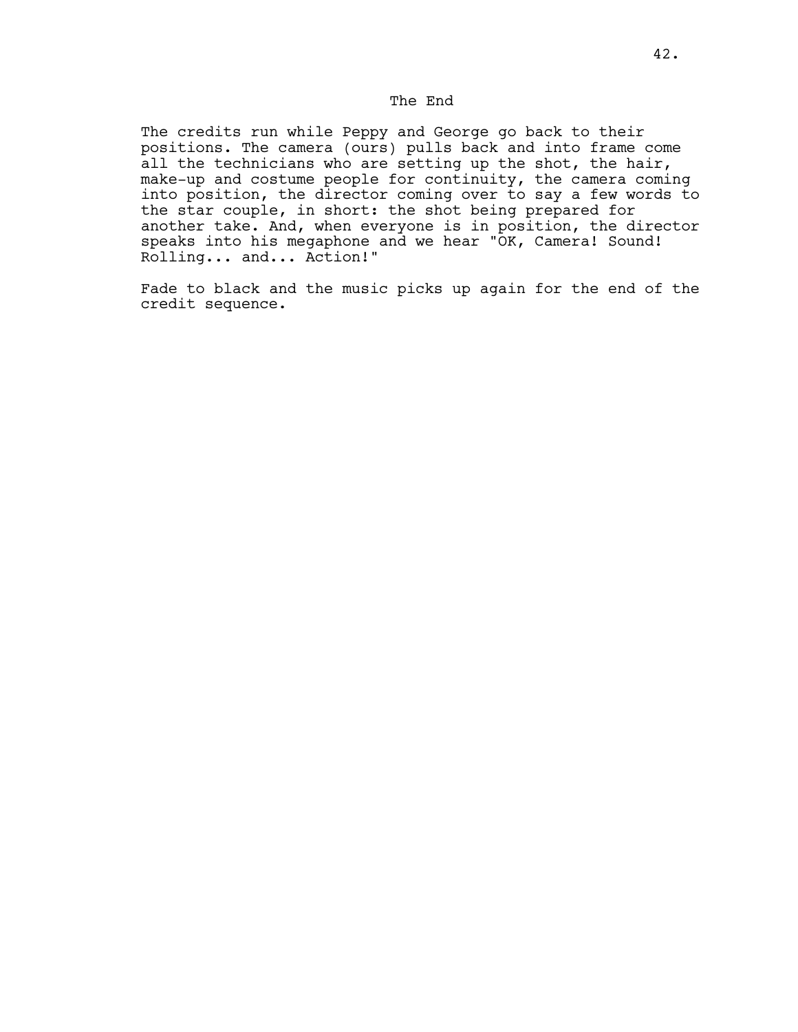The End

The credits run while Peppy and George go back to their positions. The camera (ours) pulls back and into frame come all the technicians who are setting up the shot, the hair, make-up and costume people for continuity, the camera coming into position, the director coming over to say a few words to the star couple, in short: the shot being prepared for another take. And, when everyone is in position, the director speaks into his megaphone and we hear "OK, Camera! Sound! Rolling... and... Action!"

Fade to black and the music picks up again for the end of the credit sequence.